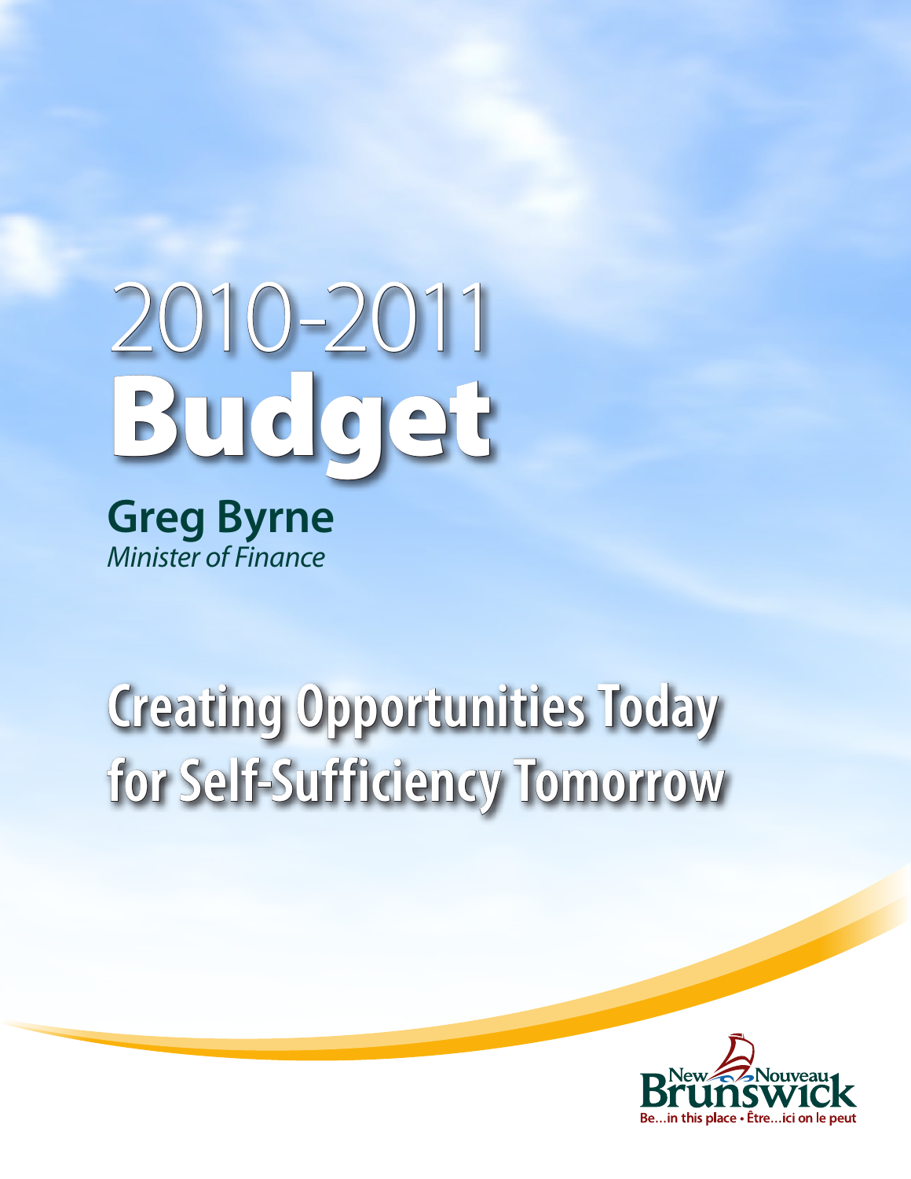# 2010-2011 Budget

**Greg Byrne**
*Minister of Finance*

## Creating Opportunities Today for Self-Sufficiency Tomorrow

New Nouveau Brunswick
Be...in this place • Être...ici on le peut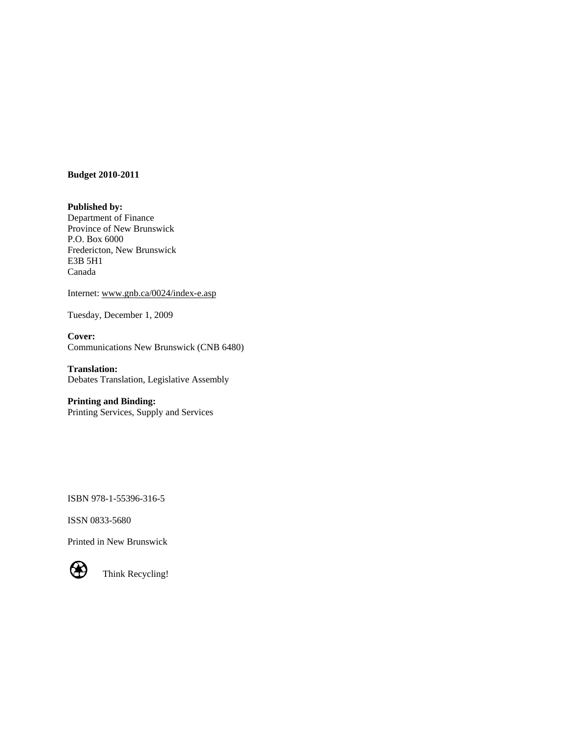**Budget 2010-2011**

**Published by:**
Department of Finance
Province of New Brunswick
P.O. Box 6000
Fredericton, New Brunswick
E3B 5H1
Canada

Internet: www.gnb.ca/0024/index-e.asp

Tuesday, December 1, 2009

**Cover:**
Communications New Brunswick (CNB 6480)

**Translation:**
Debates Translation, Legislative Assembly

**Printing and Binding:**
Printing Services, Supply and Services

ISBN 978-1-55396-316-5

ISSN 0833-5680

Printed in New Brunswick

Think Recycling!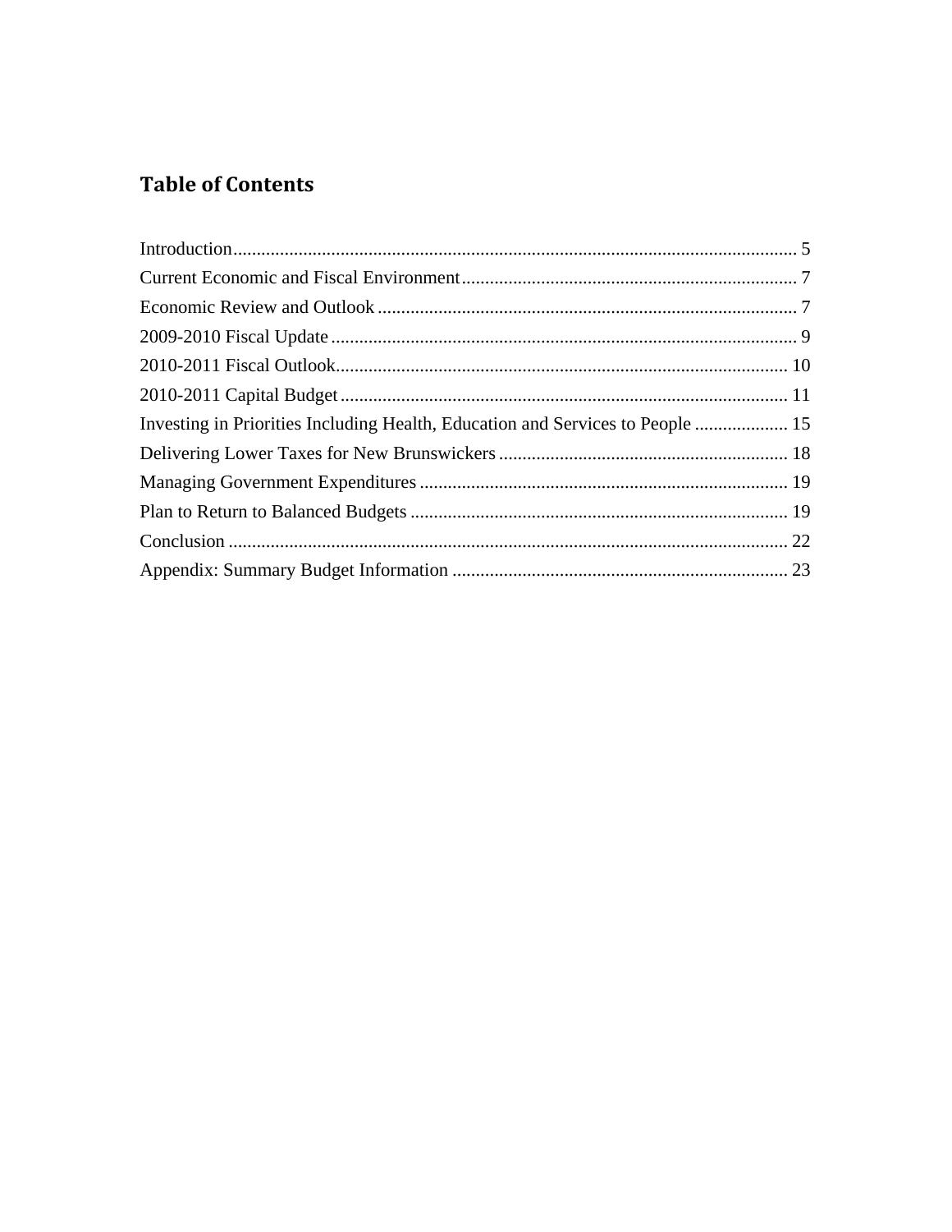## Table of Contents

Introduction........................................................................................................................ 5
Current Economic and Fiscal Environment....................................................................... 7
Economic Review and Outlook ......................................................................................... 7
2009-2010 Fiscal Update ................................................................................................... 9
2010-2011 Fiscal Outlook................................................................................................ 10
2010-2011 Capital Budget ............................................................................................... 11
Investing in Priorities Including Health, Education and Services to People .................... 15
Delivering Lower Taxes for New Brunswickers ............................................................. 18
Managing Government Expenditures .............................................................................. 19
Plan to Return to Balanced Budgets ................................................................................ 19
Conclusion ....................................................................................................................... 22
Appendix: Summary Budget Information ....................................................................... 23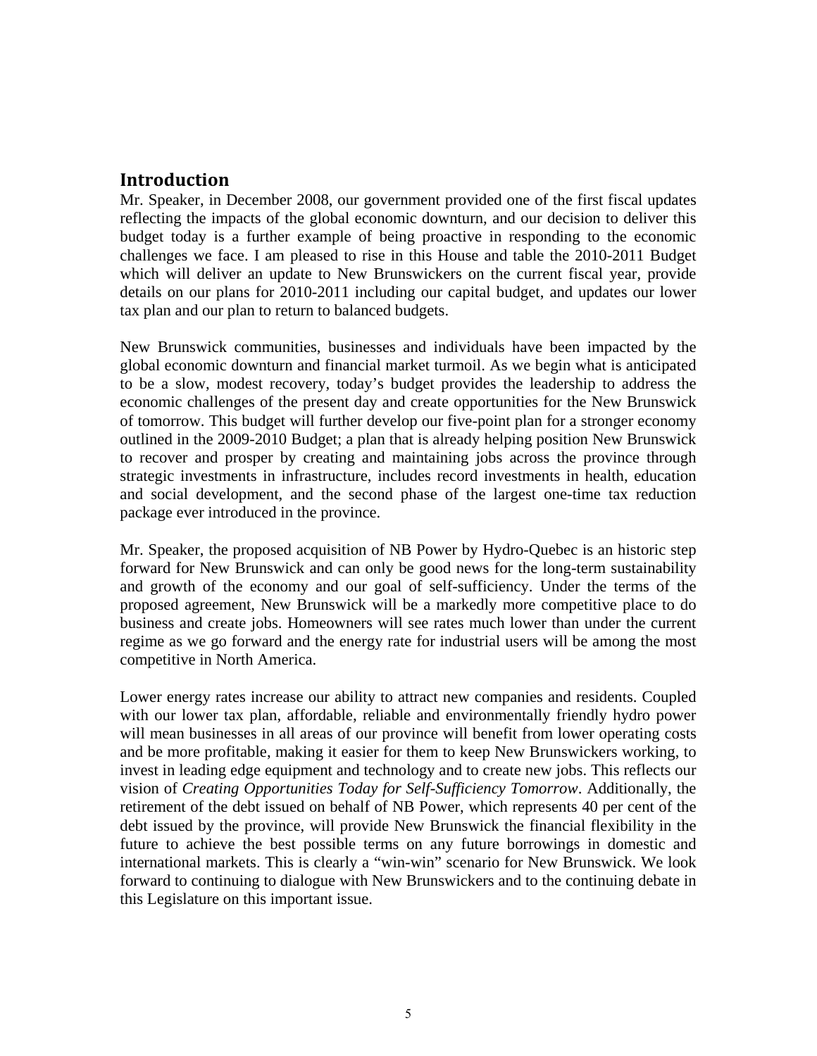## Introduction

Mr. Speaker, in December 2008, our government provided one of the first fiscal updates reflecting the impacts of the global economic downturn, and our decision to deliver this budget today is a further example of being proactive in responding to the economic challenges we face. I am pleased to rise in this House and table the 2010-2011 Budget which will deliver an update to New Brunswickers on the current fiscal year, provide details on our plans for 2010-2011 including our capital budget, and updates our lower tax plan and our plan to return to balanced budgets.

New Brunswick communities, businesses and individuals have been impacted by the global economic downturn and financial market turmoil. As we begin what is anticipated to be a slow, modest recovery, today's budget provides the leadership to address the economic challenges of the present day and create opportunities for the New Brunswick of tomorrow. This budget will further develop our five-point plan for a stronger economy outlined in the 2009-2010 Budget; a plan that is already helping position New Brunswick to recover and prosper by creating and maintaining jobs across the province through strategic investments in infrastructure, includes record investments in health, education and social development, and the second phase of the largest one-time tax reduction package ever introduced in the province.

Mr. Speaker, the proposed acquisition of NB Power by Hydro-Quebec is an historic step forward for New Brunswick and can only be good news for the long-term sustainability and growth of the economy and our goal of self-sufficiency. Under the terms of the proposed agreement, New Brunswick will be a markedly more competitive place to do business and create jobs. Homeowners will see rates much lower than under the current regime as we go forward and the energy rate for industrial users will be among the most competitive in North America.

Lower energy rates increase our ability to attract new companies and residents. Coupled with our lower tax plan, affordable, reliable and environmentally friendly hydro power will mean businesses in all areas of our province will benefit from lower operating costs and be more profitable, making it easier for them to keep New Brunswickers working, to invest in leading edge equipment and technology and to create new jobs. This reflects our vision of *Creating Opportunities Today for Self-Sufficiency Tomorrow*. Additionally, the retirement of the debt issued on behalf of NB Power, which represents 40 per cent of the debt issued by the province, will provide New Brunswick the financial flexibility in the future to achieve the best possible terms on any future borrowings in domestic and international markets. This is clearly a "win-win" scenario for New Brunswick. We look forward to continuing to dialogue with New Brunswickers and to the continuing debate in this Legislature on this important issue.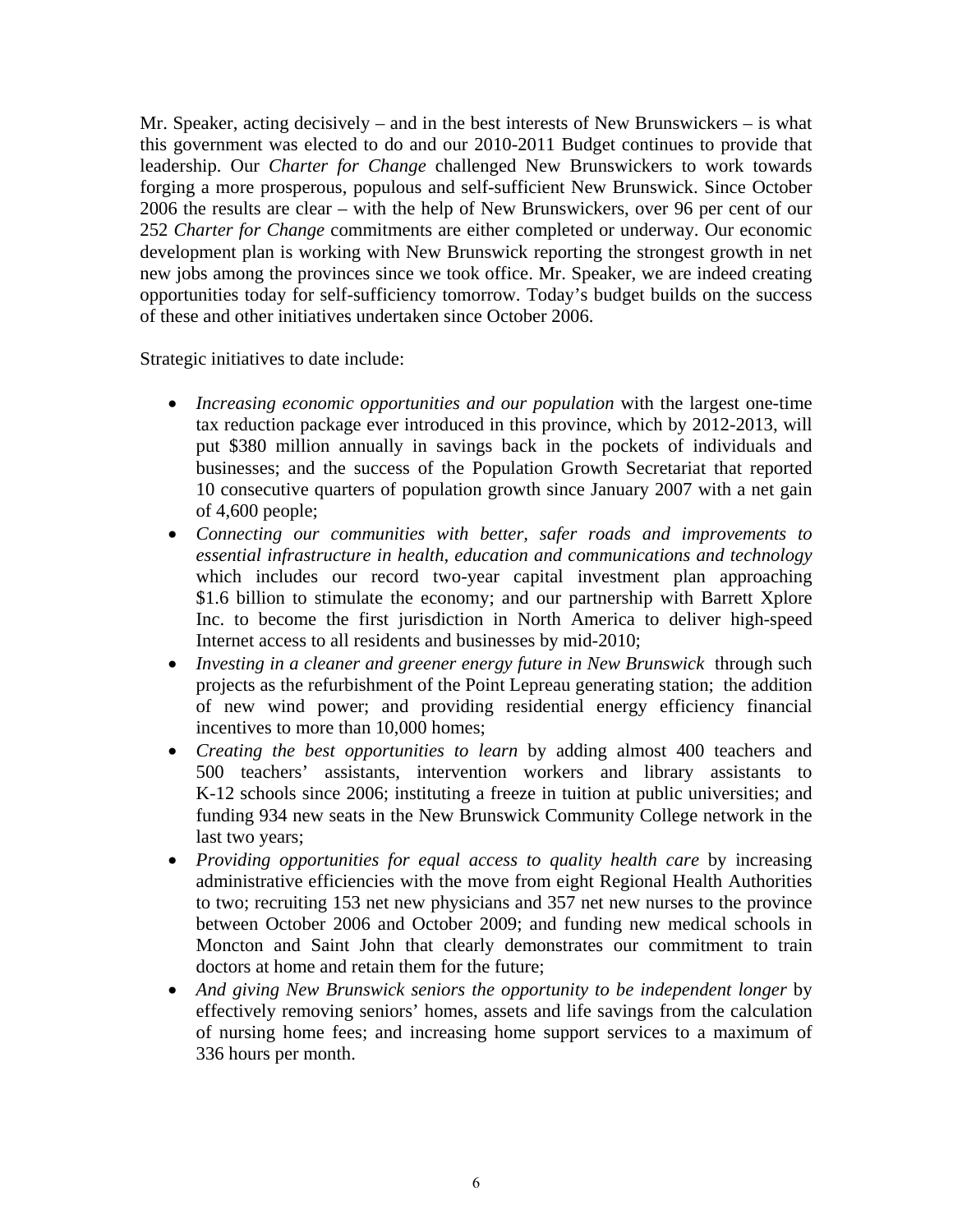Mr. Speaker, acting decisively – and in the best interests of New Brunswickers – is what this government was elected to do and our 2010-2011 Budget continues to provide that leadership. Our *Charter for Change* challenged New Brunswickers to work towards forging a more prosperous, populous and self-sufficient New Brunswick. Since October 2006 the results are clear – with the help of New Brunswickers, over 96 per cent of our 252 *Charter for Change* commitments are either completed or underway. Our economic development plan is working with New Brunswick reporting the strongest growth in net new jobs among the provinces since we took office. Mr. Speaker, we are indeed creating opportunities today for self-sufficiency tomorrow. Today's budget builds on the success of these and other initiatives undertaken since October 2006.

Strategic initiatives to date include:

- *Increasing economic opportunities and our population* with the largest one-time tax reduction package ever introduced in this province, which by 2012-2013, will put $380 million annually in savings back in the pockets of individuals and businesses; and the success of the Population Growth Secretariat that reported 10 consecutive quarters of population growth since January 2007 with a net gain of 4,600 people;
- *Connecting our communities with better, safer roads and improvements to essential infrastructure in health, education and communications and technology* which includes our record two-year capital investment plan approaching $1.6 billion to stimulate the economy; and our partnership with Barrett Xplore Inc. to become the first jurisdiction in North America to deliver high-speed Internet access to all residents and businesses by mid-2010;
- *Investing in a cleaner and greener energy future in New Brunswick* through such projects as the refurbishment of the Point Lepreau generating station; the addition of new wind power; and providing residential energy efficiency financial incentives to more than 10,000 homes;
- *Creating the best opportunities to learn* by adding almost 400 teachers and 500 teachers' assistants, intervention workers and library assistants to K-12 schools since 2006; instituting a freeze in tuition at public universities; and funding 934 new seats in the New Brunswick Community College network in the last two years;
- *Providing opportunities for equal access to quality health care* by increasing administrative efficiencies with the move from eight Regional Health Authorities to two; recruiting 153 net new physicians and 357 net new nurses to the province between October 2006 and October 2009; and funding new medical schools in Moncton and Saint John that clearly demonstrates our commitment to train doctors at home and retain them for the future;
- *And giving New Brunswick seniors the opportunity to be independent longer* by effectively removing seniors' homes, assets and life savings from the calculation of nursing home fees; and increasing home support services to a maximum of 336 hours per month.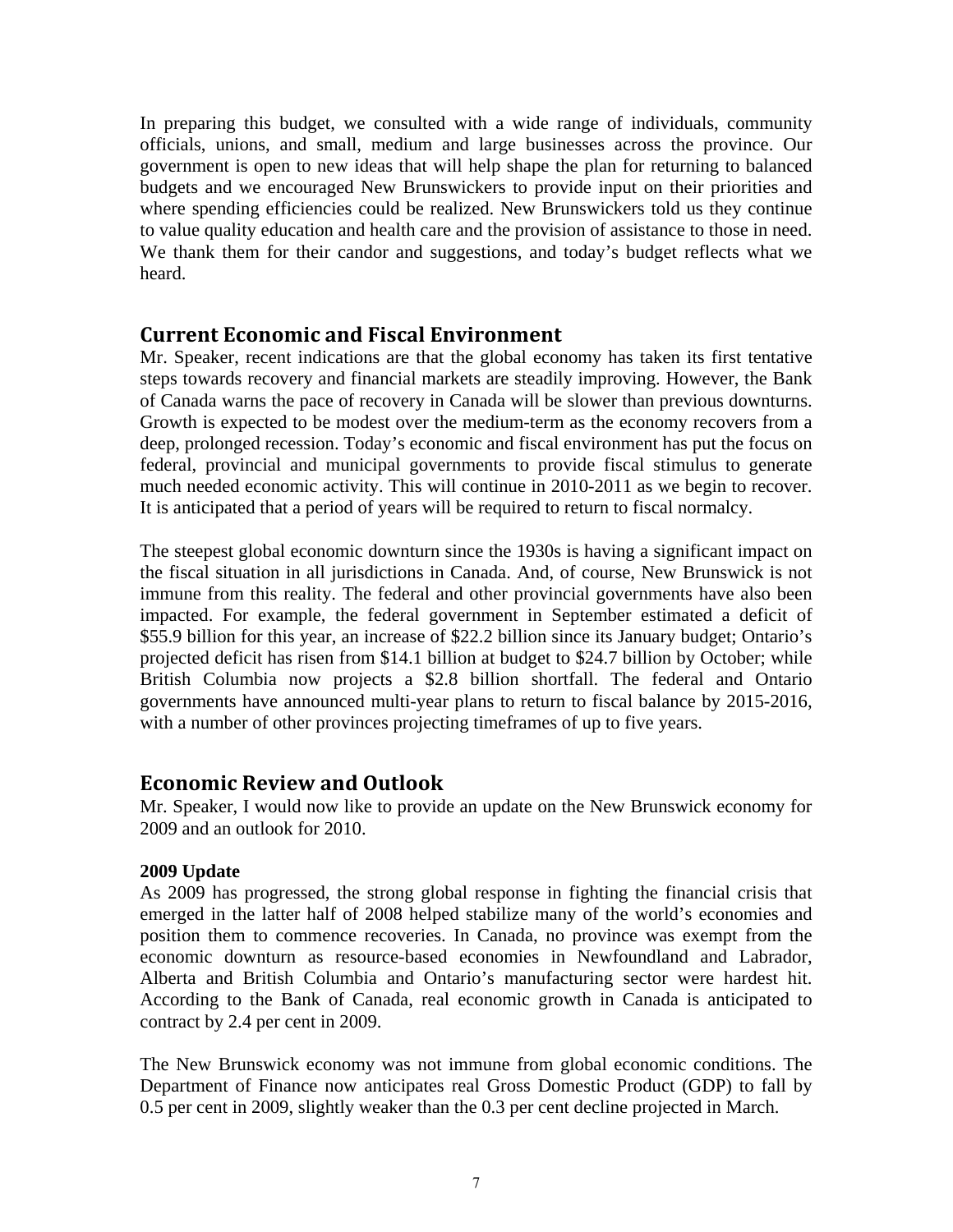In preparing this budget, we consulted with a wide range of individuals, community officials, unions, and small, medium and large businesses across the province. Our government is open to new ideas that will help shape the plan for returning to balanced budgets and we encouraged New Brunswickers to provide input on their priorities and where spending efficiencies could be realized. New Brunswickers told us they continue to value quality education and health care and the provision of assistance to those in need. We thank them for their candor and suggestions, and today's budget reflects what we heard.

## Current Economic and Fiscal Environment

Mr. Speaker, recent indications are that the global economy has taken its first tentative steps towards recovery and financial markets are steadily improving. However, the Bank of Canada warns the pace of recovery in Canada will be slower than previous downturns. Growth is expected to be modest over the medium-term as the economy recovers from a deep, prolonged recession. Today's economic and fiscal environment has put the focus on federal, provincial and municipal governments to provide fiscal stimulus to generate much needed economic activity. This will continue in 2010-2011 as we begin to recover. It is anticipated that a period of years will be required to return to fiscal normalcy.

The steepest global economic downturn since the 1930s is having a significant impact on the fiscal situation in all jurisdictions in Canada. And, of course, New Brunswick is not immune from this reality. The federal and other provincial governments have also been impacted. For example, the federal government in September estimated a deficit of $55.9 billion for this year, an increase of $22.2 billion since its January budget; Ontario's projected deficit has risen from $14.1 billion at budget to $24.7 billion by October; while British Columbia now projects a $2.8 billion shortfall. The federal and Ontario governments have announced multi-year plans to return to fiscal balance by 2015-2016, with a number of other provinces projecting timeframes of up to five years.

## Economic Review and Outlook

Mr. Speaker, I would now like to provide an update on the New Brunswick economy for 2009 and an outlook for 2010.

**2009 Update**

As 2009 has progressed, the strong global response in fighting the financial crisis that emerged in the latter half of 2008 helped stabilize many of the world's economies and position them to commence recoveries. In Canada, no province was exempt from the economic downturn as resource-based economies in Newfoundland and Labrador, Alberta and British Columbia and Ontario's manufacturing sector were hardest hit. According to the Bank of Canada, real economic growth in Canada is anticipated to contract by 2.4 per cent in 2009.

The New Brunswick economy was not immune from global economic conditions. The Department of Finance now anticipates real Gross Domestic Product (GDP) to fall by 0.5 per cent in 2009, slightly weaker than the 0.3 per cent decline projected in March.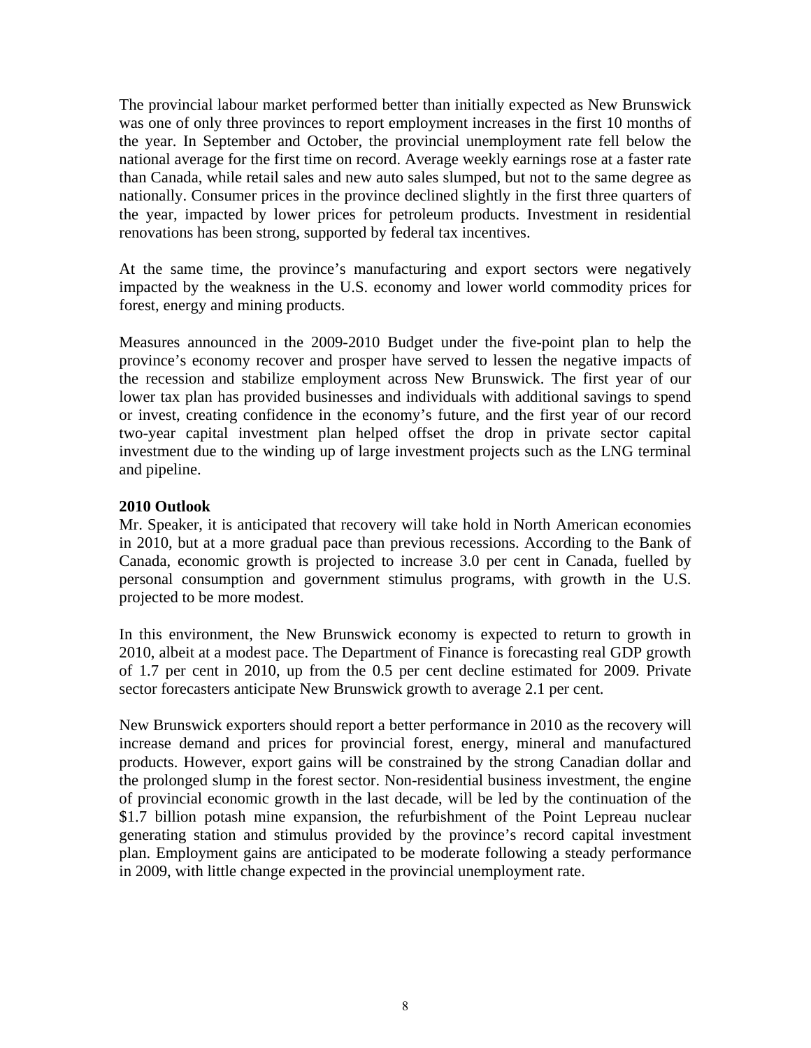The provincial labour market performed better than initially expected as New Brunswick was one of only three provinces to report employment increases in the first 10 months of the year. In September and October, the provincial unemployment rate fell below the national average for the first time on record. Average weekly earnings rose at a faster rate than Canada, while retail sales and new auto sales slumped, but not to the same degree as nationally. Consumer prices in the province declined slightly in the first three quarters of the year, impacted by lower prices for petroleum products. Investment in residential renovations has been strong, supported by federal tax incentives.

At the same time, the province's manufacturing and export sectors were negatively impacted by the weakness in the U.S. economy and lower world commodity prices for forest, energy and mining products.

Measures announced in the 2009-2010 Budget under the five-point plan to help the province's economy recover and prosper have served to lessen the negative impacts of the recession and stabilize employment across New Brunswick. The first year of our lower tax plan has provided businesses and individuals with additional savings to spend or invest, creating confidence in the economy's future, and the first year of our record two-year capital investment plan helped offset the drop in private sector capital investment due to the winding up of large investment projects such as the LNG terminal and pipeline.

**2010 Outlook**

Mr. Speaker, it is anticipated that recovery will take hold in North American economies in 2010, but at a more gradual pace than previous recessions. According to the Bank of Canada, economic growth is projected to increase 3.0 per cent in Canada, fuelled by personal consumption and government stimulus programs, with growth in the U.S. projected to be more modest.

In this environment, the New Brunswick economy is expected to return to growth in 2010, albeit at a modest pace. The Department of Finance is forecasting real GDP growth of 1.7 per cent in 2010, up from the 0.5 per cent decline estimated for 2009. Private sector forecasters anticipate New Brunswick growth to average 2.1 per cent.

New Brunswick exporters should report a better performance in 2010 as the recovery will increase demand and prices for provincial forest, energy, mineral and manufactured products. However, export gains will be constrained by the strong Canadian dollar and the prolonged slump in the forest sector. Non-residential business investment, the engine of provincial economic growth in the last decade, will be led by the continuation of the $1.7 billion potash mine expansion, the refurbishment of the Point Lepreau nuclear generating station and stimulus provided by the province's record capital investment plan. Employment gains are anticipated to be moderate following a steady performance in 2009, with little change expected in the provincial unemployment rate.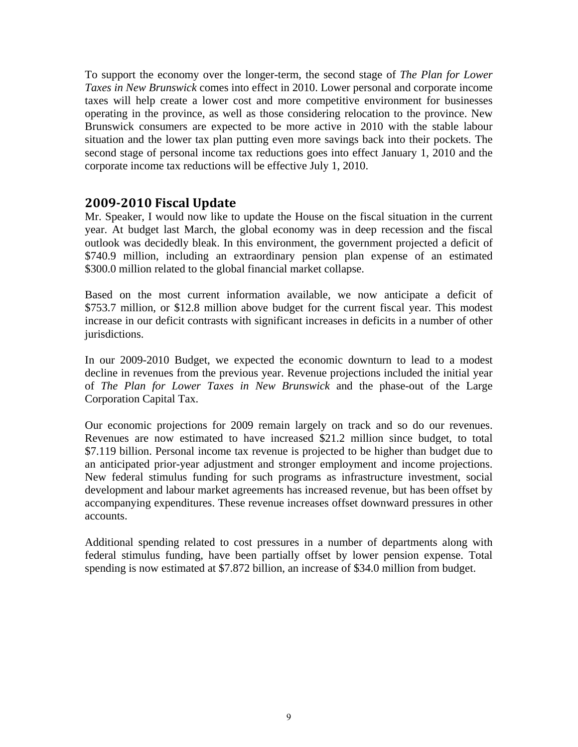To support the economy over the longer-term, the second stage of *The Plan for Lower Taxes in New Brunswick* comes into effect in 2010. Lower personal and corporate income taxes will help create a lower cost and more competitive environment for businesses operating in the province, as well as those considering relocation to the province. New Brunswick consumers are expected to be more active in 2010 with the stable labour situation and the lower tax plan putting even more savings back into their pockets. The second stage of personal income tax reductions goes into effect January 1, 2010 and the corporate income tax reductions will be effective July 1, 2010.

## 2009-2010 Fiscal Update

Mr. Speaker, I would now like to update the House on the fiscal situation in the current year. At budget last March, the global economy was in deep recession and the fiscal outlook was decidedly bleak. In this environment, the government projected a deficit of $740.9 million, including an extraordinary pension plan expense of an estimated $300.0 million related to the global financial market collapse.

Based on the most current information available, we now anticipate a deficit of $753.7 million, or $12.8 million above budget for the current fiscal year. This modest increase in our deficit contrasts with significant increases in deficits in a number of other jurisdictions.

In our 2009-2010 Budget, we expected the economic downturn to lead to a modest decline in revenues from the previous year. Revenue projections included the initial year of *The Plan for Lower Taxes in New Brunswick* and the phase-out of the Large Corporation Capital Tax.

Our economic projections for 2009 remain largely on track and so do our revenues. Revenues are now estimated to have increased $21.2 million since budget, to total $7.119 billion. Personal income tax revenue is projected to be higher than budget due to an anticipated prior-year adjustment and stronger employment and income projections. New federal stimulus funding for such programs as infrastructure investment, social development and labour market agreements has increased revenue, but has been offset by accompanying expenditures. These revenue increases offset downward pressures in other accounts.

Additional spending related to cost pressures in a number of departments along with federal stimulus funding, have been partially offset by lower pension expense. Total spending is now estimated at $7.872 billion, an increase of $34.0 million from budget.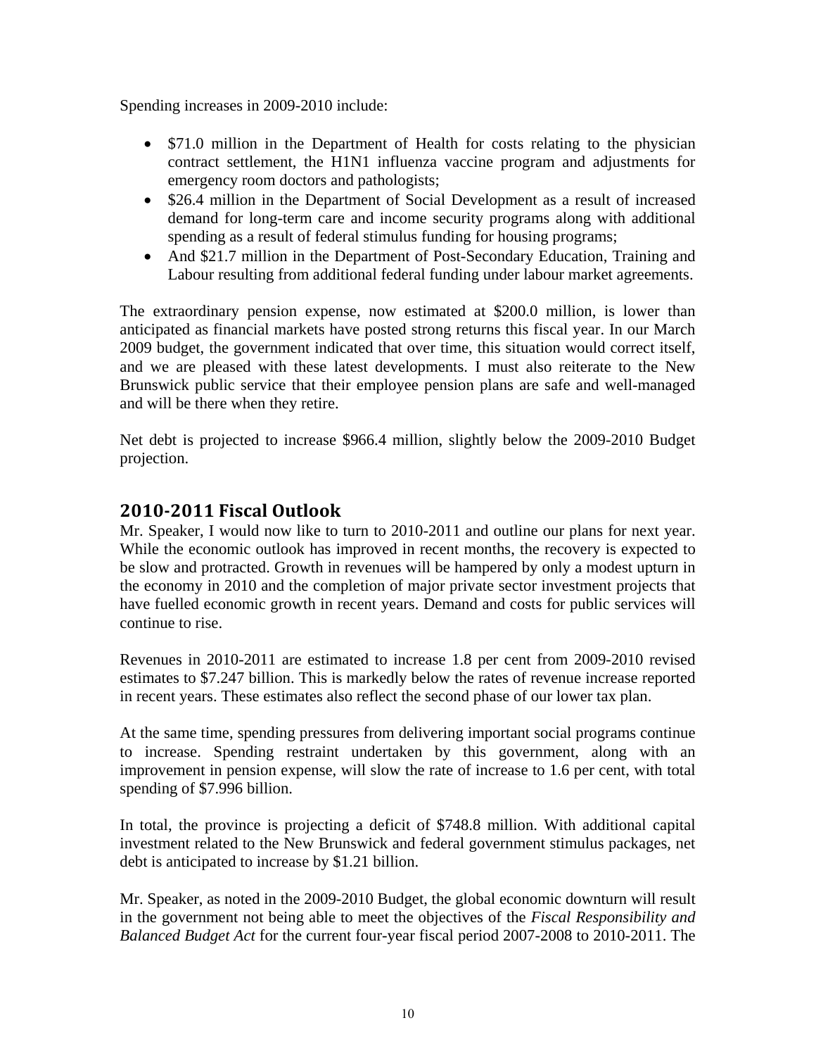Spending increases in 2009-2010 include:

- $71.0 million in the Department of Health for costs relating to the physician contract settlement, the H1N1 influenza vaccine program and adjustments for emergency room doctors and pathologists;
- $26.4 million in the Department of Social Development as a result of increased demand for long-term care and income security programs along with additional spending as a result of federal stimulus funding for housing programs;
- And $21.7 million in the Department of Post-Secondary Education, Training and Labour resulting from additional federal funding under labour market agreements.

The extraordinary pension expense, now estimated at $200.0 million, is lower than anticipated as financial markets have posted strong returns this fiscal year. In our March 2009 budget, the government indicated that over time, this situation would correct itself, and we are pleased with these latest developments. I must also reiterate to the New Brunswick public service that their employee pension plans are safe and well-managed and will be there when they retire.

Net debt is projected to increase $966.4 million, slightly below the 2009-2010 Budget projection.

## 2010-2011 Fiscal Outlook

Mr. Speaker, I would now like to turn to 2010-2011 and outline our plans for next year. While the economic outlook has improved in recent months, the recovery is expected to be slow and protracted. Growth in revenues will be hampered by only a modest upturn in the economy in 2010 and the completion of major private sector investment projects that have fuelled economic growth in recent years. Demand and costs for public services will continue to rise.

Revenues in 2010-2011 are estimated to increase 1.8 per cent from 2009-2010 revised estimates to $7.247 billion. This is markedly below the rates of revenue increase reported in recent years. These estimates also reflect the second phase of our lower tax plan.

At the same time, spending pressures from delivering important social programs continue to increase. Spending restraint undertaken by this government, along with an improvement in pension expense, will slow the rate of increase to 1.6 per cent, with total spending of $7.996 billion.

In total, the province is projecting a deficit of $748.8 million. With additional capital investment related to the New Brunswick and federal government stimulus packages, net debt is anticipated to increase by $1.21 billion.

Mr. Speaker, as noted in the 2009-2010 Budget, the global economic downturn will result in the government not being able to meet the objectives of the *Fiscal Responsibility and Balanced Budget Act* for the current four-year fiscal period 2007-2008 to 2010-2011. The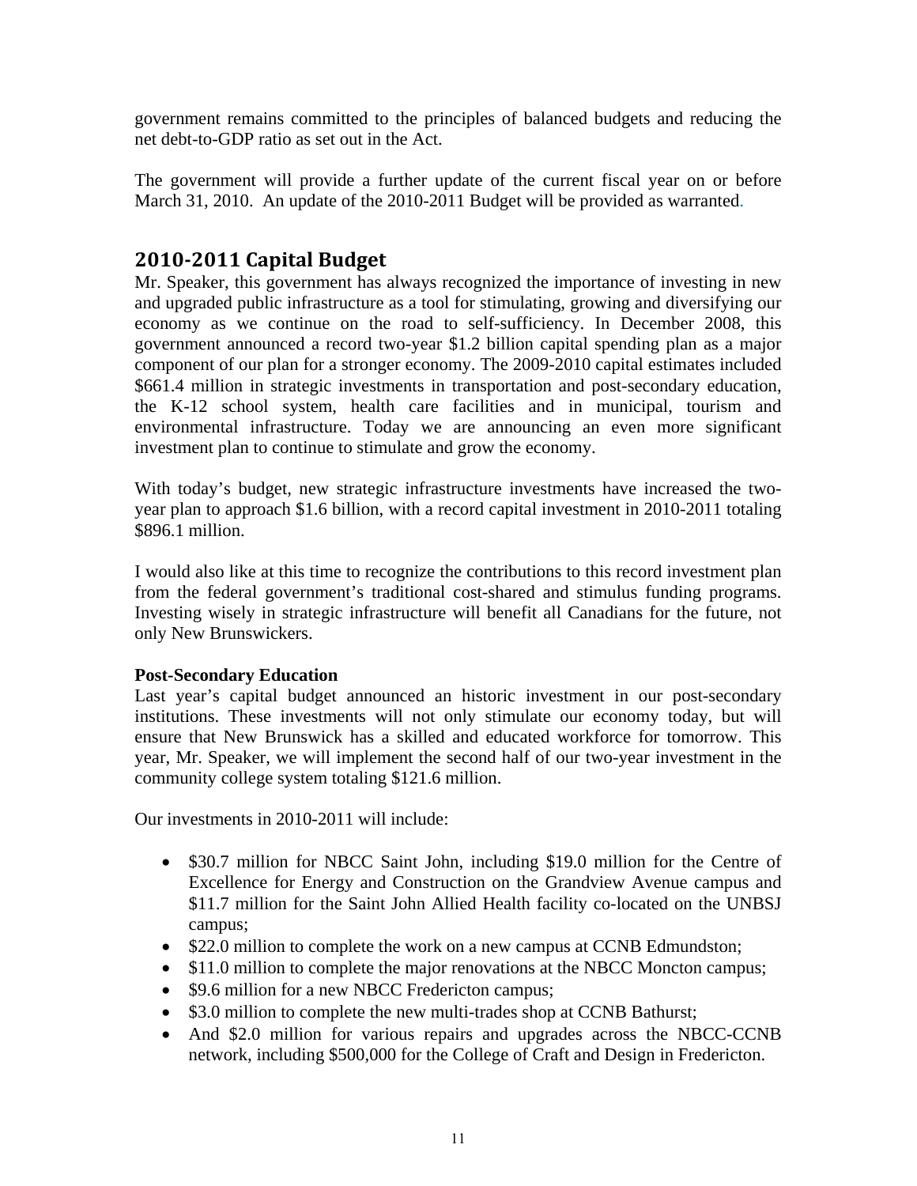government remains committed to the principles of balanced budgets and reducing the net debt-to-GDP ratio as set out in the Act.

The government will provide a further update of the current fiscal year on or before March 31, 2010. An update of the 2010-2011 Budget will be provided as warranted.

## 2010-2011 Capital Budget

Mr. Speaker, this government has always recognized the importance of investing in new and upgraded public infrastructure as a tool for stimulating, growing and diversifying our economy as we continue on the road to self-sufficiency. In December 2008, this government announced a record two-year $1.2 billion capital spending plan as a major component of our plan for a stronger economy. The 2009-2010 capital estimates included $661.4 million in strategic investments in transportation and post-secondary education, the K-12 school system, health care facilities and in municipal, tourism and environmental infrastructure. Today we are announcing an even more significant investment plan to continue to stimulate and grow the economy.

With today's budget, new strategic infrastructure investments have increased the two-year plan to approach $1.6 billion, with a record capital investment in 2010-2011 totaling $896.1 million.

I would also like at this time to recognize the contributions to this record investment plan from the federal government's traditional cost-shared and stimulus funding programs. Investing wisely in strategic infrastructure will benefit all Canadians for the future, not only New Brunswickers.

**Post-Secondary Education**

Last year's capital budget announced an historic investment in our post-secondary institutions. These investments will not only stimulate our economy today, but will ensure that New Brunswick has a skilled and educated workforce for tomorrow. This year, Mr. Speaker, we will implement the second half of our two-year investment in the community college system totaling $121.6 million.

Our investments in 2010-2011 will include:

- $30.7 million for NBCC Saint John, including $19.0 million for the Centre of Excellence for Energy and Construction on the Grandview Avenue campus and $11.7 million for the Saint John Allied Health facility co-located on the UNBSJ campus;
- $22.0 million to complete the work on a new campus at CCNB Edmundston;
- $11.0 million to complete the major renovations at the NBCC Moncton campus;
- $9.6 million for a new NBCC Fredericton campus;
- $3.0 million to complete the new multi-trades shop at CCNB Bathurst;
- And $2.0 million for various repairs and upgrades across the NBCC-CCNB network, including $500,000 for the College of Craft and Design in Fredericton.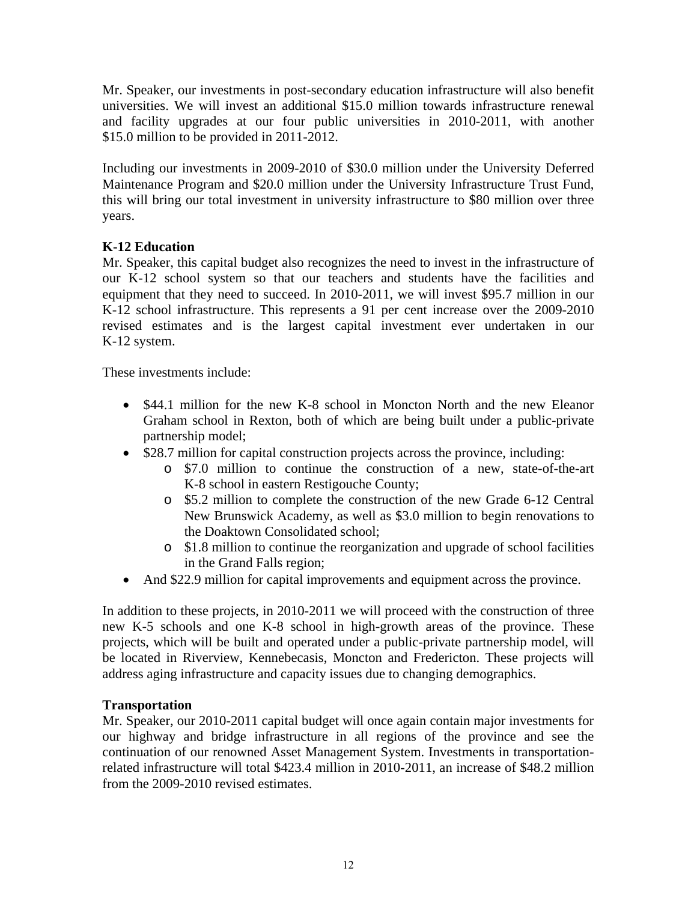Mr. Speaker, our investments in post-secondary education infrastructure will also benefit universities. We will invest an additional $15.0 million towards infrastructure renewal and facility upgrades at our four public universities in 2010-2011, with another $15.0 million to be provided in 2011-2012.

Including our investments in 2009-2010 of $30.0 million under the University Deferred Maintenance Program and $20.0 million under the University Infrastructure Trust Fund, this will bring our total investment in university infrastructure to $80 million over three years.

**K-12 Education**

Mr. Speaker, this capital budget also recognizes the need to invest in the infrastructure of our K-12 school system so that our teachers and students have the facilities and equipment that they need to succeed. In 2010-2011, we will invest $95.7 million in our K-12 school infrastructure. This represents a 91 per cent increase over the 2009-2010 revised estimates and is the largest capital investment ever undertaken in our K-12 system.

These investments include:

- $44.1 million for the new K-8 school in Moncton North and the new Eleanor Graham school in Rexton, both of which are being built under a public-private partnership model;
- $28.7 million for capital construction projects across the province, including:
    - $7.0 million to continue the construction of a new, state-of-the-art K-8 school in eastern Restigouche County;
    - $5.2 million to complete the construction of the new Grade 6-12 Central New Brunswick Academy, as well as $3.0 million to begin renovations to the Doaktown Consolidated school;
    - $1.8 million to continue the reorganization and upgrade of school facilities in the Grand Falls region;
- And $22.9 million for capital improvements and equipment across the province.

In addition to these projects, in 2010-2011 we will proceed with the construction of three new K-5 schools and one K-8 school in high-growth areas of the province. These projects, which will be built and operated under a public-private partnership model, will be located in Riverview, Kennebecasis, Moncton and Fredericton. These projects will address aging infrastructure and capacity issues due to changing demographics.

**Transportation**

Mr. Speaker, our 2010-2011 capital budget will once again contain major investments for our highway and bridge infrastructure in all regions of the province and see the continuation of our renowned Asset Management System. Investments in transportation-related infrastructure will total $423.4 million in 2010-2011, an increase of $48.2 million from the 2009-2010 revised estimates.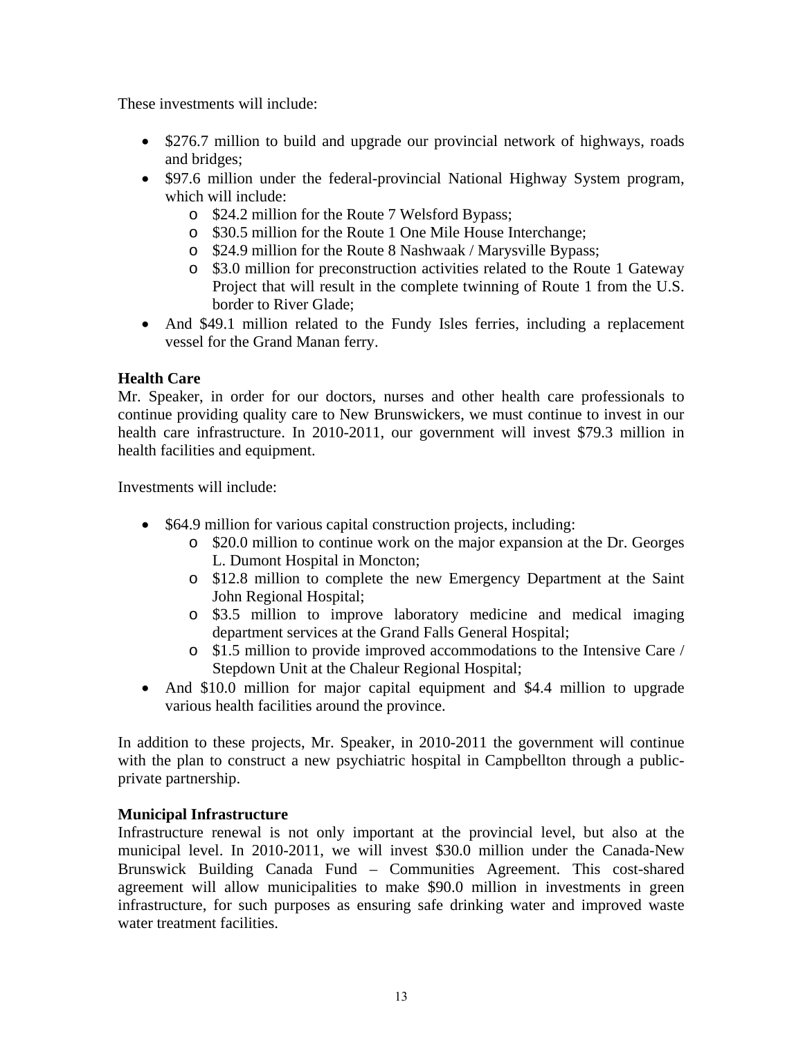These investments will include:

- $276.7 million to build and upgrade our provincial network of highways, roads and bridges;
- $97.6 million under the federal-provincial National Highway System program, which will include:
    - $24.2 million for the Route 7 Welsford Bypass;
    - $30.5 million for the Route 1 One Mile House Interchange;
    - $24.9 million for the Route 8 Nashwaak / Marysville Bypass;
    - $3.0 million for preconstruction activities related to the Route 1 Gateway Project that will result in the complete twinning of Route 1 from the U.S. border to River Glade;
- And $49.1 million related to the Fundy Isles ferries, including a replacement vessel for the Grand Manan ferry.

**Health Care**

Mr. Speaker, in order for our doctors, nurses and other health care professionals to continue providing quality care to New Brunswickers, we must continue to invest in our health care infrastructure. In 2010-2011, our government will invest $79.3 million in health facilities and equipment.

Investments will include:

- $64.9 million for various capital construction projects, including:
    - $20.0 million to continue work on the major expansion at the Dr. Georges L. Dumont Hospital in Moncton;
    - $12.8 million to complete the new Emergency Department at the Saint John Regional Hospital;
    - $3.5 million to improve laboratory medicine and medical imaging department services at the Grand Falls General Hospital;
    - $1.5 million to provide improved accommodations to the Intensive Care / Stepdown Unit at the Chaleur Regional Hospital;
- And $10.0 million for major capital equipment and $4.4 million to upgrade various health facilities around the province.

In addition to these projects, Mr. Speaker, in 2010-2011 the government will continue with the plan to construct a new psychiatric hospital in Campbellton through a public-private partnership.

**Municipal Infrastructure**

Infrastructure renewal is not only important at the provincial level, but also at the municipal level. In 2010-2011, we will invest $30.0 million under the Canada-New Brunswick Building Canada Fund – Communities Agreement. This cost-shared agreement will allow municipalities to make $90.0 million in investments in green infrastructure, for such purposes as ensuring safe drinking water and improved waste water treatment facilities.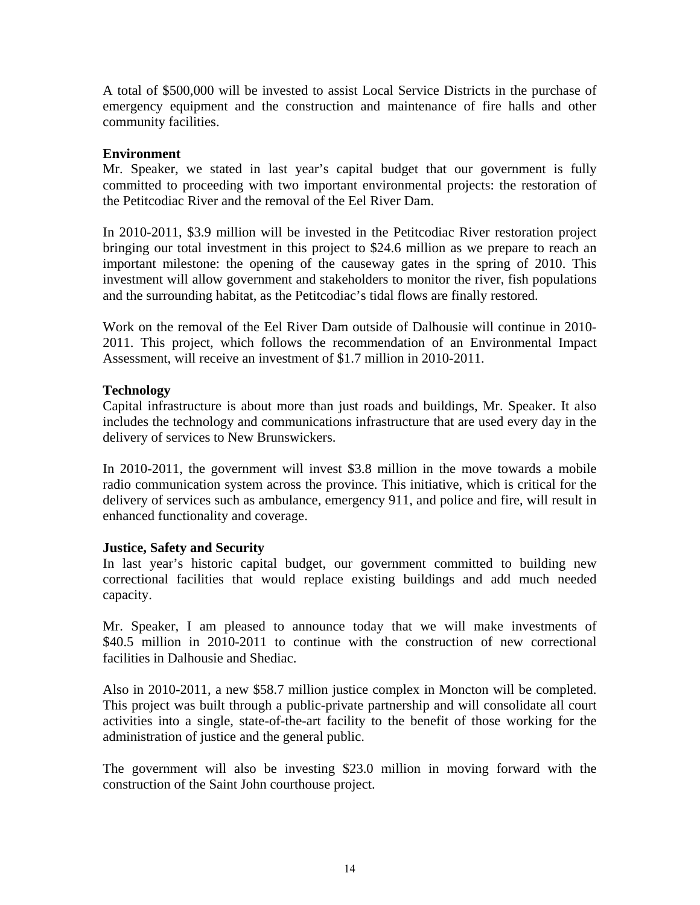A total of $500,000 will be invested to assist Local Service Districts in the purchase of emergency equipment and the construction and maintenance of fire halls and other community facilities.

**Environment**

Mr. Speaker, we stated in last year's capital budget that our government is fully committed to proceeding with two important environmental projects: the restoration of the Petitcodiac River and the removal of the Eel River Dam.

In 2010-2011, $3.9 million will be invested in the Petitcodiac River restoration project bringing our total investment in this project to $24.6 million as we prepare to reach an important milestone: the opening of the causeway gates in the spring of 2010. This investment will allow government and stakeholders to monitor the river, fish populations and the surrounding habitat, as the Petitcodiac's tidal flows are finally restored.

Work on the removal of the Eel River Dam outside of Dalhousie will continue in 2010-2011. This project, which follows the recommendation of an Environmental Impact Assessment, will receive an investment of $1.7 million in 2010-2011.

**Technology**

Capital infrastructure is about more than just roads and buildings, Mr. Speaker. It also includes the technology and communications infrastructure that are used every day in the delivery of services to New Brunswickers.

In 2010-2011, the government will invest $3.8 million in the move towards a mobile radio communication system across the province. This initiative, which is critical for the delivery of services such as ambulance, emergency 911, and police and fire, will result in enhanced functionality and coverage.

**Justice, Safety and Security**

In last year's historic capital budget, our government committed to building new correctional facilities that would replace existing buildings and add much needed capacity.

Mr. Speaker, I am pleased to announce today that we will make investments of $40.5 million in 2010-2011 to continue with the construction of new correctional facilities in Dalhousie and Shediac.

Also in 2010-2011, a new $58.7 million justice complex in Moncton will be completed. This project was built through a public-private partnership and will consolidate all court activities into a single, state-of-the-art facility to the benefit of those working for the administration of justice and the general public.

The government will also be investing $23.0 million in moving forward with the construction of the Saint John courthouse project.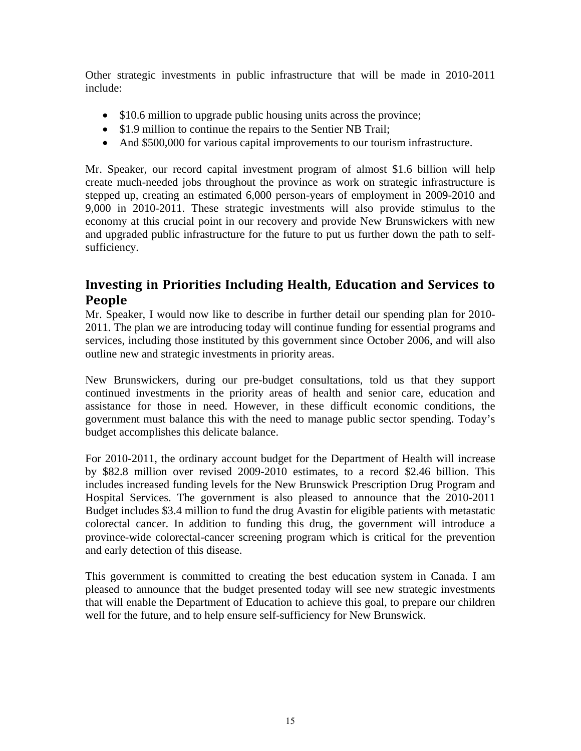Other strategic investments in public infrastructure that will be made in 2010-2011 include:

- $10.6 million to upgrade public housing units across the province;
- $1.9 million to continue the repairs to the Sentier NB Trail;
- And $500,000 for various capital improvements to our tourism infrastructure.

Mr. Speaker, our record capital investment program of almost $1.6 billion will help create much-needed jobs throughout the province as work on strategic infrastructure is stepped up, creating an estimated 6,000 person-years of employment in 2009-2010 and 9,000 in 2010-2011. These strategic investments will also provide stimulus to the economy at this crucial point in our recovery and provide New Brunswickers with new and upgraded public infrastructure for the future to put us further down the path to self-sufficiency.

## Investing in Priorities Including Health, Education and Services to People

Mr. Speaker, I would now like to describe in further detail our spending plan for 2010-2011. The plan we are introducing today will continue funding for essential programs and services, including those instituted by this government since October 2006, and will also outline new and strategic investments in priority areas.

New Brunswickers, during our pre-budget consultations, told us that they support continued investments in the priority areas of health and senior care, education and assistance for those in need. However, in these difficult economic conditions, the government must balance this with the need to manage public sector spending. Today's budget accomplishes this delicate balance.

For 2010-2011, the ordinary account budget for the Department of Health will increase by $82.8 million over revised 2009-2010 estimates, to a record $2.46 billion. This includes increased funding levels for the New Brunswick Prescription Drug Program and Hospital Services. The government is also pleased to announce that the 2010-2011 Budget includes $3.4 million to fund the drug Avastin for eligible patients with metastatic colorectal cancer. In addition to funding this drug, the government will introduce a province-wide colorectal-cancer screening program which is critical for the prevention and early detection of this disease.

This government is committed to creating the best education system in Canada. I am pleased to announce that the budget presented today will see new strategic investments that will enable the Department of Education to achieve this goal, to prepare our children well for the future, and to help ensure self-sufficiency for New Brunswick.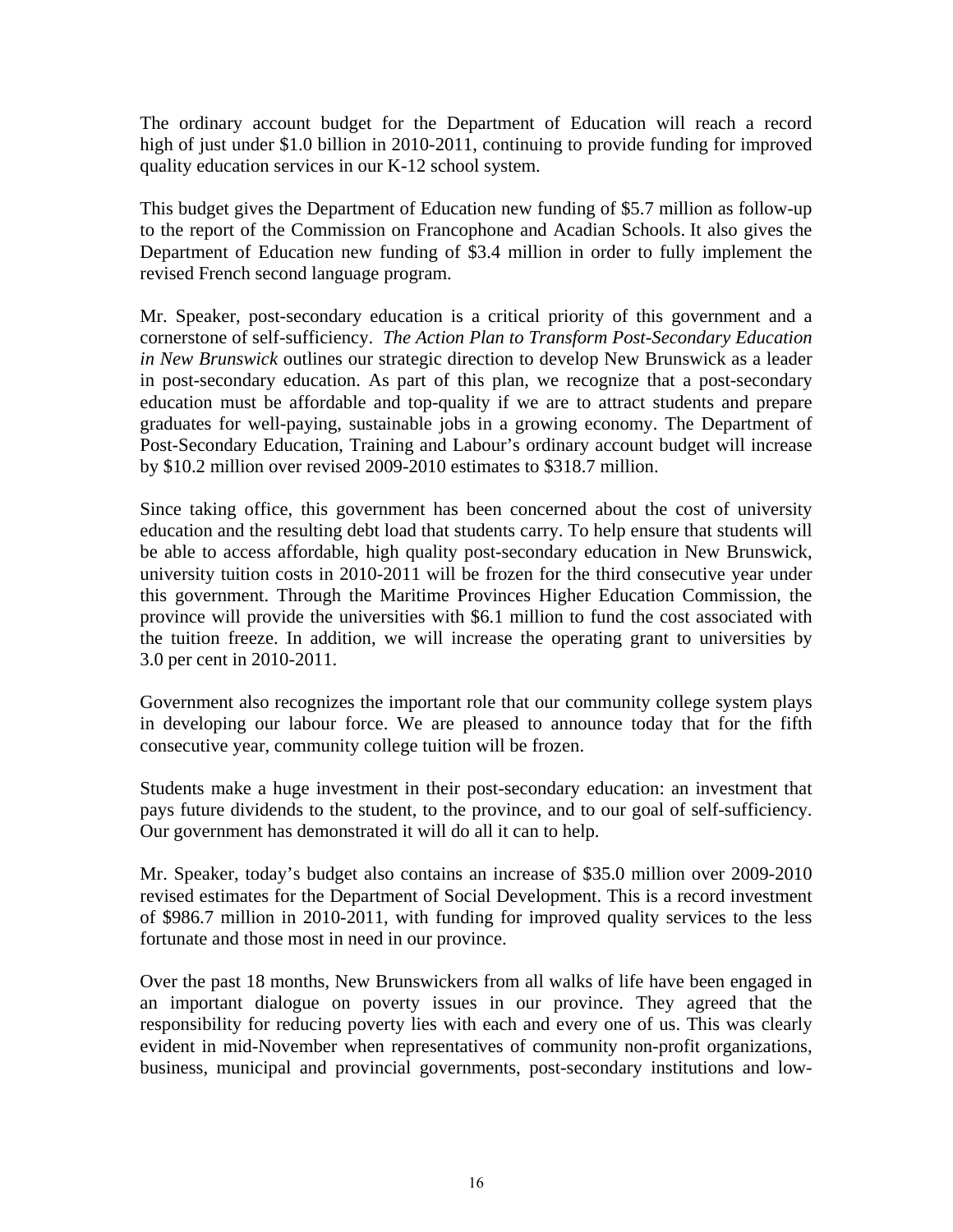The ordinary account budget for the Department of Education will reach a record high of just under $1.0 billion in 2010-2011, continuing to provide funding for improved quality education services in our K-12 school system.

This budget gives the Department of Education new funding of $5.7 million as follow-up to the report of the Commission on Francophone and Acadian Schools. It also gives the Department of Education new funding of $3.4 million in order to fully implement the revised French second language program.

Mr. Speaker, post-secondary education is a critical priority of this government and a cornerstone of self-sufficiency. *The Action Plan to Transform Post-Secondary Education in New Brunswick* outlines our strategic direction to develop New Brunswick as a leader in post-secondary education. As part of this plan, we recognize that a post-secondary education must be affordable and top-quality if we are to attract students and prepare graduates for well-paying, sustainable jobs in a growing economy. The Department of Post-Secondary Education, Training and Labour's ordinary account budget will increase by $10.2 million over revised 2009-2010 estimates to $318.7 million.

Since taking office, this government has been concerned about the cost of university education and the resulting debt load that students carry. To help ensure that students will be able to access affordable, high quality post-secondary education in New Brunswick, university tuition costs in 2010-2011 will be frozen for the third consecutive year under this government. Through the Maritime Provinces Higher Education Commission, the province will provide the universities with $6.1 million to fund the cost associated with the tuition freeze. In addition, we will increase the operating grant to universities by 3.0 per cent in 2010-2011.

Government also recognizes the important role that our community college system plays in developing our labour force. We are pleased to announce today that for the fifth consecutive year, community college tuition will be frozen.

Students make a huge investment in their post-secondary education: an investment that pays future dividends to the student, to the province, and to our goal of self-sufficiency. Our government has demonstrated it will do all it can to help.

Mr. Speaker, today's budget also contains an increase of $35.0 million over 2009-2010 revised estimates for the Department of Social Development. This is a record investment of $986.7 million in 2010-2011, with funding for improved quality services to the less fortunate and those most in need in our province.

Over the past 18 months, New Brunswickers from all walks of life have been engaged in an important dialogue on poverty issues in our province. They agreed that the responsibility for reducing poverty lies with each and every one of us. This was clearly evident in mid-November when representatives of community non-profit organizations, business, municipal and provincial governments, post-secondary institutions and low-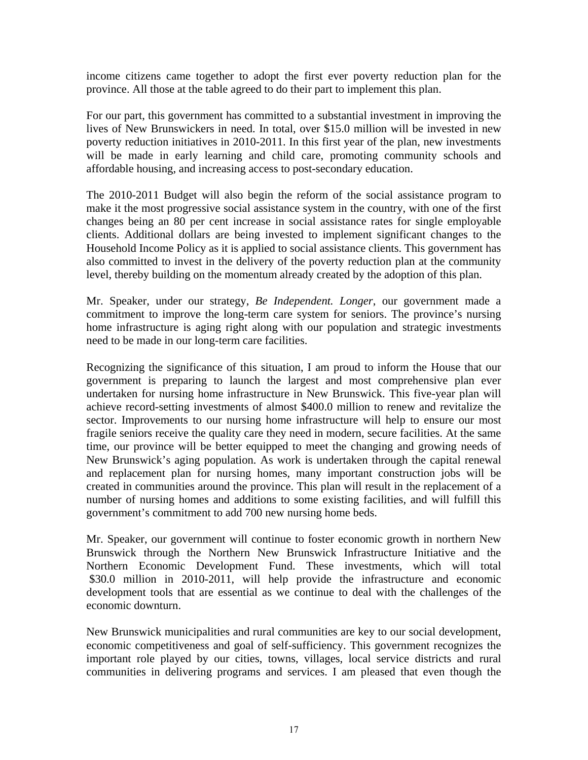income citizens came together to adopt the first ever poverty reduction plan for the province. All those at the table agreed to do their part to implement this plan.

For our part, this government has committed to a substantial investment in improving the lives of New Brunswickers in need. In total, over $15.0 million will be invested in new poverty reduction initiatives in 2010-2011. In this first year of the plan, new investments will be made in early learning and child care, promoting community schools and affordable housing, and increasing access to post-secondary education.

The 2010-2011 Budget will also begin the reform of the social assistance program to make it the most progressive social assistance system in the country, with one of the first changes being an 80 per cent increase in social assistance rates for single employable clients. Additional dollars are being invested to implement significant changes to the Household Income Policy as it is applied to social assistance clients. This government has also committed to invest in the delivery of the poverty reduction plan at the community level, thereby building on the momentum already created by the adoption of this plan.

Mr. Speaker, under our strategy, *Be Independent. Longer*, our government made a commitment to improve the long-term care system for seniors. The province's nursing home infrastructure is aging right along with our population and strategic investments need to be made in our long-term care facilities.

Recognizing the significance of this situation, I am proud to inform the House that our government is preparing to launch the largest and most comprehensive plan ever undertaken for nursing home infrastructure in New Brunswick. This five-year plan will achieve record-setting investments of almost $400.0 million to renew and revitalize the sector. Improvements to our nursing home infrastructure will help to ensure our most fragile seniors receive the quality care they need in modern, secure facilities. At the same time, our province will be better equipped to meet the changing and growing needs of New Brunswick's aging population. As work is undertaken through the capital renewal and replacement plan for nursing homes, many important construction jobs will be created in communities around the province. This plan will result in the replacement of a number of nursing homes and additions to some existing facilities, and will fulfill this government's commitment to add 700 new nursing home beds.

Mr. Speaker, our government will continue to foster economic growth in northern New Brunswick through the Northern New Brunswick Infrastructure Initiative and the Northern Economic Development Fund. These investments, which will total $30.0 million in 2010-2011, will help provide the infrastructure and economic development tools that are essential as we continue to deal with the challenges of the economic downturn.

New Brunswick municipalities and rural communities are key to our social development, economic competitiveness and goal of self-sufficiency. This government recognizes the important role played by our cities, towns, villages, local service districts and rural communities in delivering programs and services. I am pleased that even though the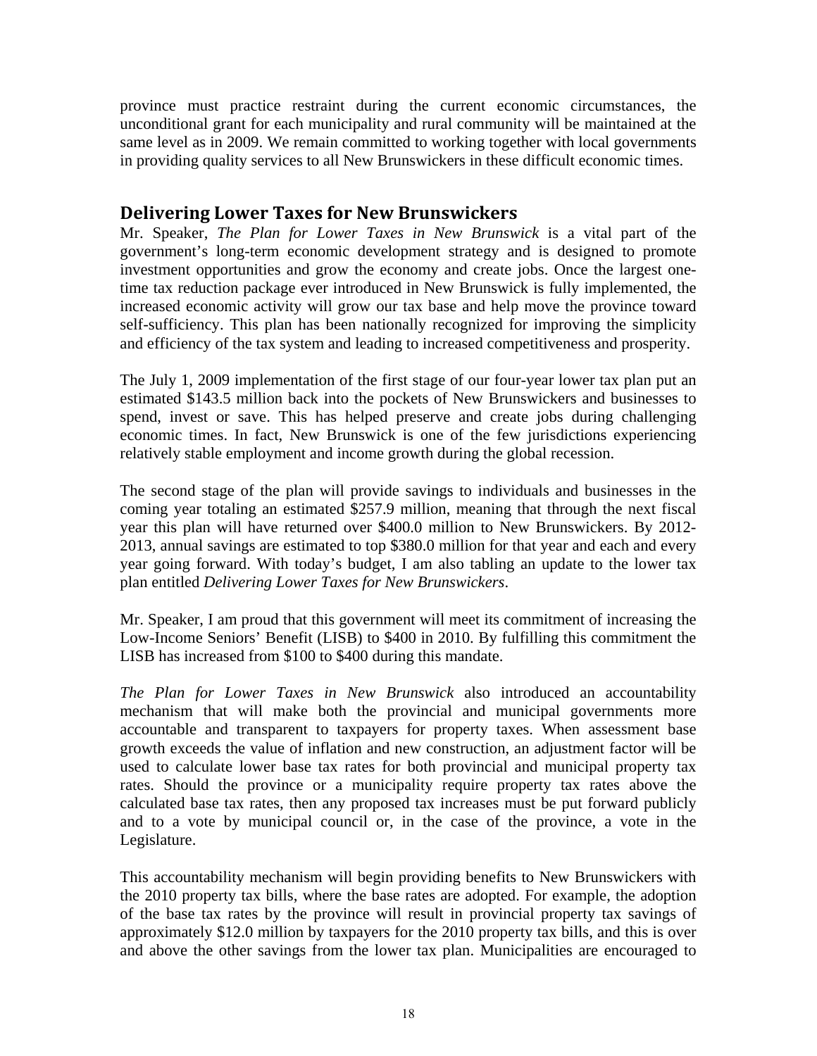province must practice restraint during the current economic circumstances, the unconditional grant for each municipality and rural community will be maintained at the same level as in 2009. We remain committed to working together with local governments in providing quality services to all New Brunswickers in these difficult economic times.

## Delivering Lower Taxes for New Brunswickers

Mr. Speaker, *The Plan for Lower Taxes in New Brunswick* is a vital part of the government's long-term economic development strategy and is designed to promote investment opportunities and grow the economy and create jobs. Once the largest one-time tax reduction package ever introduced in New Brunswick is fully implemented, the increased economic activity will grow our tax base and help move the province toward self-sufficiency. This plan has been nationally recognized for improving the simplicity and efficiency of the tax system and leading to increased competitiveness and prosperity.

The July 1, 2009 implementation of the first stage of our four-year lower tax plan put an estimated $143.5 million back into the pockets of New Brunswickers and businesses to spend, invest or save. This has helped preserve and create jobs during challenging economic times. In fact, New Brunswick is one of the few jurisdictions experiencing relatively stable employment and income growth during the global recession.

The second stage of the plan will provide savings to individuals and businesses in the coming year totaling an estimated $257.9 million, meaning that through the next fiscal year this plan will have returned over $400.0 million to New Brunswickers. By 2012-2013, annual savings are estimated to top $380.0 million for that year and each and every year going forward. With today's budget, I am also tabling an update to the lower tax plan entitled *Delivering Lower Taxes for New Brunswickers*.

Mr. Speaker, I am proud that this government will meet its commitment of increasing the Low-Income Seniors' Benefit (LISB) to $400 in 2010. By fulfilling this commitment the LISB has increased from $100 to $400 during this mandate.

*The Plan for Lower Taxes in New Brunswick* also introduced an accountability mechanism that will make both the provincial and municipal governments more accountable and transparent to taxpayers for property taxes. When assessment base growth exceeds the value of inflation and new construction, an adjustment factor will be used to calculate lower base tax rates for both provincial and municipal property tax rates. Should the province or a municipality require property tax rates above the calculated base tax rates, then any proposed tax increases must be put forward publicly and to a vote by municipal council or, in the case of the province, a vote in the Legislature.

This accountability mechanism will begin providing benefits to New Brunswickers with the 2010 property tax bills, where the base rates are adopted. For example, the adoption of the base tax rates by the province will result in provincial property tax savings of approximately $12.0 million by taxpayers for the 2010 property tax bills, and this is over and above the other savings from the lower tax plan. Municipalities are encouraged to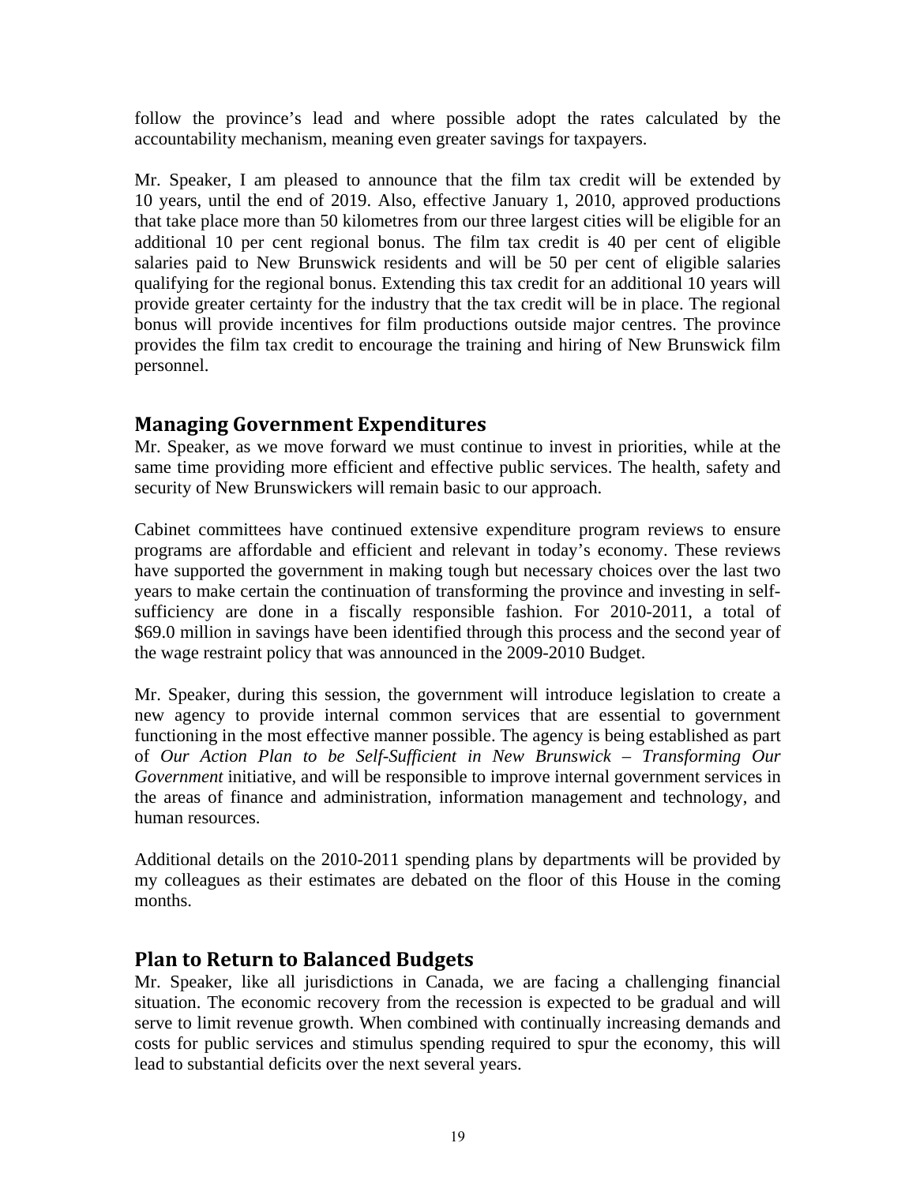follow the province's lead and where possible adopt the rates calculated by the accountability mechanism, meaning even greater savings for taxpayers.

Mr. Speaker, I am pleased to announce that the film tax credit will be extended by 10 years, until the end of 2019. Also, effective January 1, 2010, approved productions that take place more than 50 kilometres from our three largest cities will be eligible for an additional 10 per cent regional bonus. The film tax credit is 40 per cent of eligible salaries paid to New Brunswick residents and will be 50 per cent of eligible salaries qualifying for the regional bonus. Extending this tax credit for an additional 10 years will provide greater certainty for the industry that the tax credit will be in place. The regional bonus will provide incentives for film productions outside major centres. The province provides the film tax credit to encourage the training and hiring of New Brunswick film personnel.

## Managing Government Expenditures

Mr. Speaker, as we move forward we must continue to invest in priorities, while at the same time providing more efficient and effective public services. The health, safety and security of New Brunswickers will remain basic to our approach.

Cabinet committees have continued extensive expenditure program reviews to ensure programs are affordable and efficient and relevant in today's economy. These reviews have supported the government in making tough but necessary choices over the last two years to make certain the continuation of transforming the province and investing in self-sufficiency are done in a fiscally responsible fashion. For 2010-2011, a total of $69.0 million in savings have been identified through this process and the second year of the wage restraint policy that was announced in the 2009-2010 Budget.

Mr. Speaker, during this session, the government will introduce legislation to create a new agency to provide internal common services that are essential to government functioning in the most effective manner possible. The agency is being established as part of *Our Action Plan to be Self-Sufficient in New Brunswick – Transforming Our Government* initiative, and will be responsible to improve internal government services in the areas of finance and administration, information management and technology, and human resources.

Additional details on the 2010-2011 spending plans by departments will be provided by my colleagues as their estimates are debated on the floor of this House in the coming months.

## Plan to Return to Balanced Budgets

Mr. Speaker, like all jurisdictions in Canada, we are facing a challenging financial situation. The economic recovery from the recession is expected to be gradual and will serve to limit revenue growth. When combined with continually increasing demands and costs for public services and stimulus spending required to spur the economy, this will lead to substantial deficits over the next several years.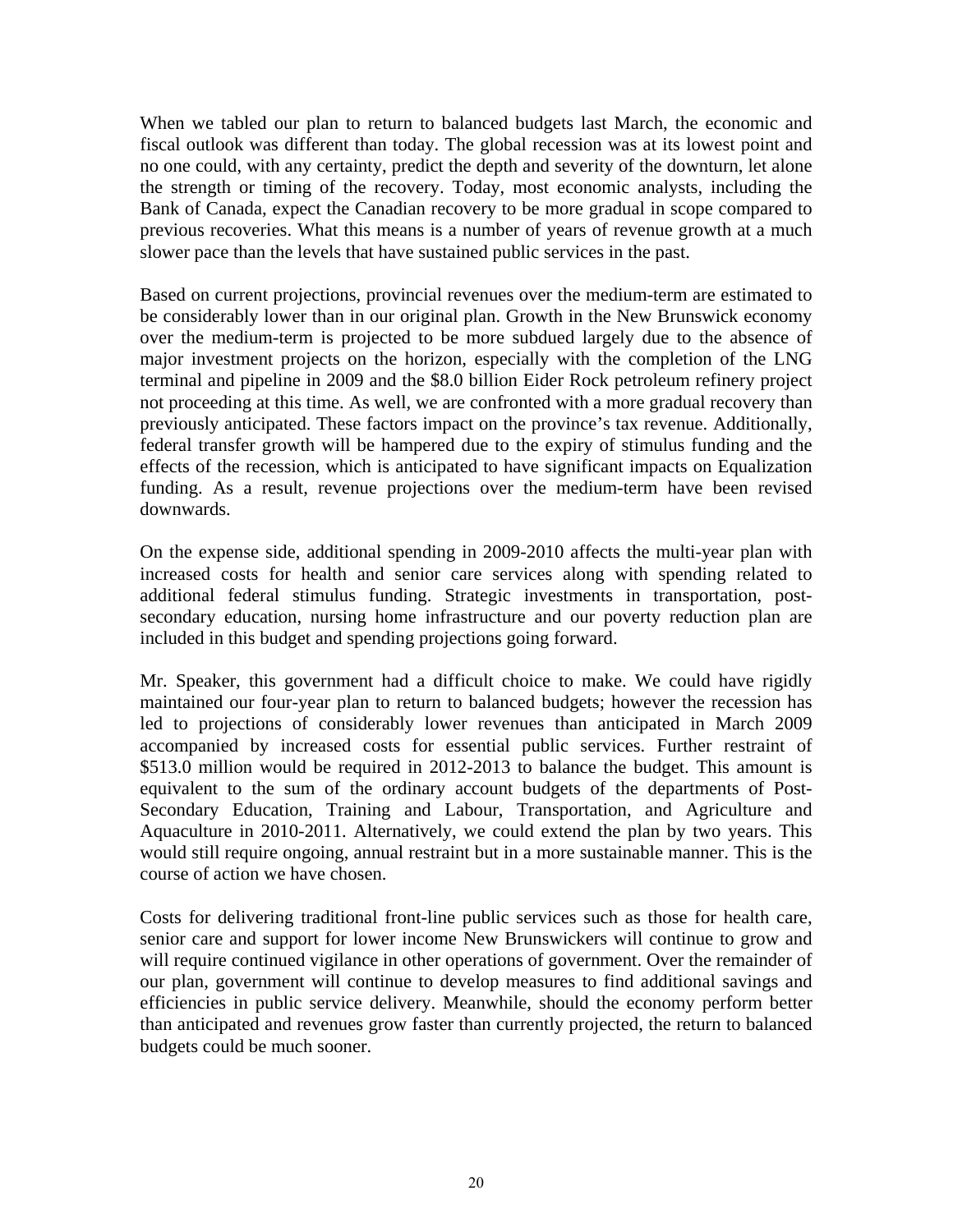When we tabled our plan to return to balanced budgets last March, the economic and fiscal outlook was different than today. The global recession was at its lowest point and no one could, with any certainty, predict the depth and severity of the downturn, let alone the strength or timing of the recovery. Today, most economic analysts, including the Bank of Canada, expect the Canadian recovery to be more gradual in scope compared to previous recoveries. What this means is a number of years of revenue growth at a much slower pace than the levels that have sustained public services in the past.

Based on current projections, provincial revenues over the medium-term are estimated to be considerably lower than in our original plan. Growth in the New Brunswick economy over the medium-term is projected to be more subdued largely due to the absence of major investment projects on the horizon, especially with the completion of the LNG terminal and pipeline in 2009 and the $8.0 billion Eider Rock petroleum refinery project not proceeding at this time. As well, we are confronted with a more gradual recovery than previously anticipated. These factors impact on the province's tax revenue. Additionally, federal transfer growth will be hampered due to the expiry of stimulus funding and the effects of the recession, which is anticipated to have significant impacts on Equalization funding. As a result, revenue projections over the medium-term have been revised downwards.

On the expense side, additional spending in 2009-2010 affects the multi-year plan with increased costs for health and senior care services along with spending related to additional federal stimulus funding. Strategic investments in transportation, post-secondary education, nursing home infrastructure and our poverty reduction plan are included in this budget and spending projections going forward.

Mr. Speaker, this government had a difficult choice to make. We could have rigidly maintained our four-year plan to return to balanced budgets; however the recession has led to projections of considerably lower revenues than anticipated in March 2009 accompanied by increased costs for essential public services. Further restraint of $513.0 million would be required in 2012-2013 to balance the budget. This amount is equivalent to the sum of the ordinary account budgets of the departments of Post-Secondary Education, Training and Labour, Transportation, and Agriculture and Aquaculture in 2010-2011. Alternatively, we could extend the plan by two years. This would still require ongoing, annual restraint but in a more sustainable manner. This is the course of action we have chosen.

Costs for delivering traditional front-line public services such as those for health care, senior care and support for lower income New Brunswickers will continue to grow and will require continued vigilance in other operations of government. Over the remainder of our plan, government will continue to develop measures to find additional savings and efficiencies in public service delivery. Meanwhile, should the economy perform better than anticipated and revenues grow faster than currently projected, the return to balanced budgets could be much sooner.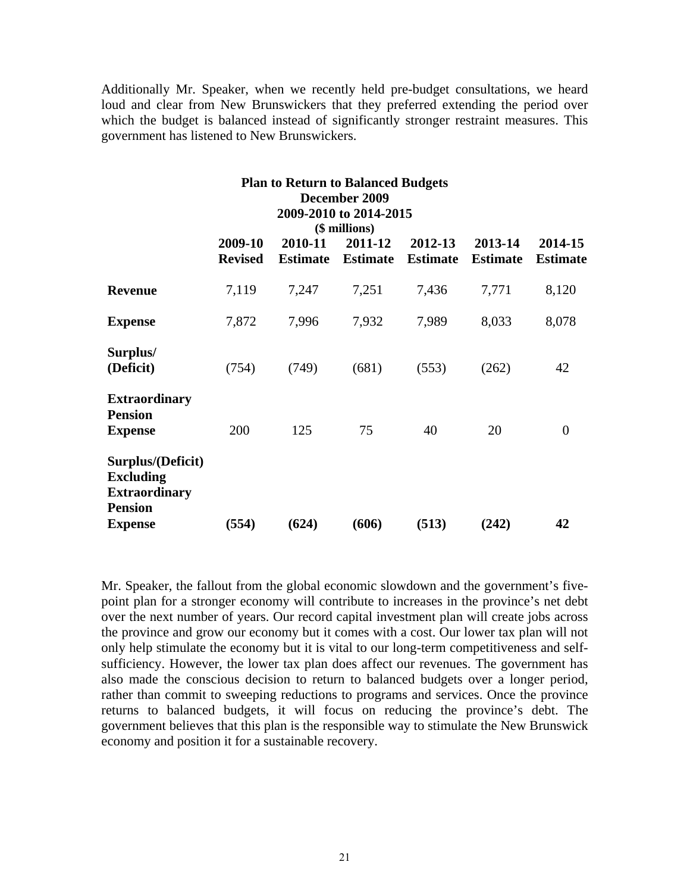Additionally Mr. Speaker, when we recently held pre-budget consultations, we heard loud and clear from New Brunswickers that they preferred extending the period over which the budget is balanced instead of significantly stronger restraint measures. This government has listened to New Brunswickers.

**Plan to Return to Balanced Budgets**
**December 2009**
**2009-2010 to 2014-2015**
**($ millions)**

| | **2009-10 Revised** | **2010-11 Estimate** | **2011-12 Estimate** | **2012-13 Estimate** | **2013-14 Estimate** | **2014-15 Estimate** |
|---|---|---|---|---|---|---|
| **Revenue** | 7,119 | 7,247 | 7,251 | 7,436 | 7,771 | 8,120 |
| **Expense** | 7,872 | 7,996 | 7,932 | 7,989 | 8,033 | 8,078 |
| **Surplus/ (Deficit)** | (754) | (749) | (681) | (553) | (262) | 42 |
| **Extraordinary Pension Expense** | 200 | 125 | 75 | 40 | 20 | 0 |
| **Surplus/(Deficit) Excluding Extraordinary Pension Expense** | **(554)** | **(624)** | **(606)** | **(513)** | **(242)** | **42** |

Mr. Speaker, the fallout from the global economic slowdown and the government's five-point plan for a stronger economy will contribute to increases in the province's net debt over the next number of years. Our record capital investment plan will create jobs across the province and grow our economy but it comes with a cost. Our lower tax plan will not only help stimulate the economy but it is vital to our long-term competitiveness and self-sufficiency. However, the lower tax plan does affect our revenues. The government has also made the conscious decision to return to balanced budgets over a longer period, rather than commit to sweeping reductions to programs and services. Once the province returns to balanced budgets, it will focus on reducing the province's debt. The government believes that this plan is the responsible way to stimulate the New Brunswick economy and position it for a sustainable recovery.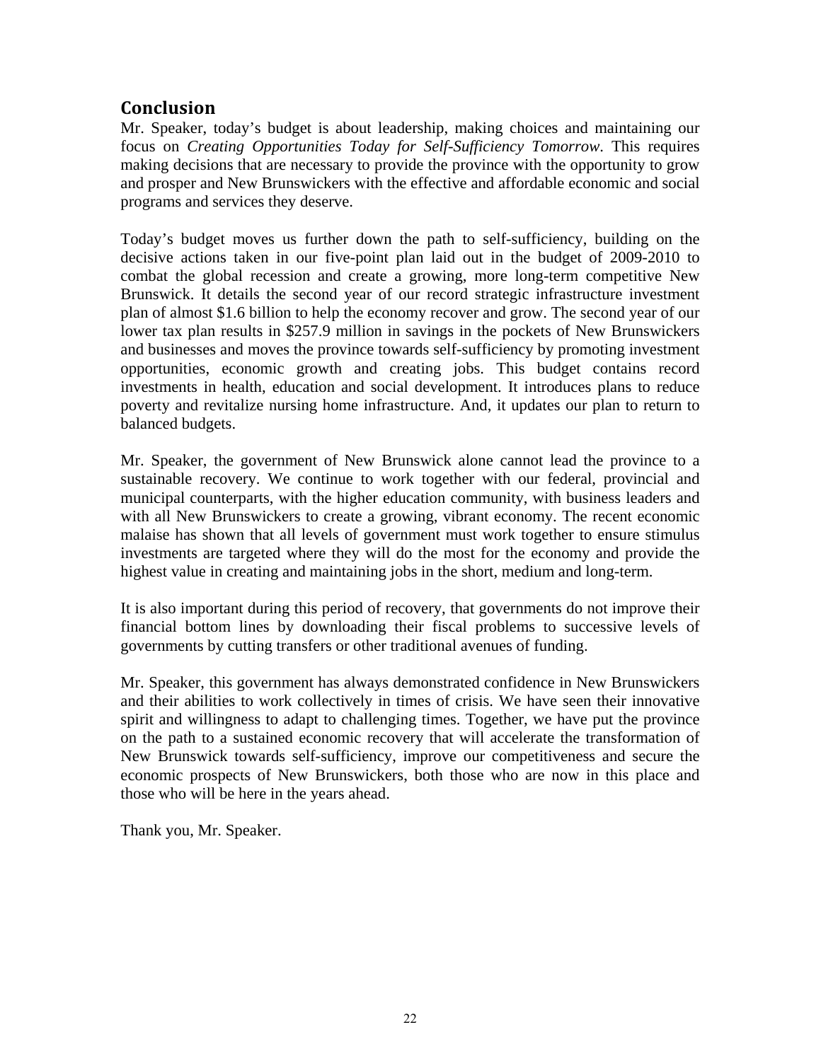## Conclusion

Mr. Speaker, today's budget is about leadership, making choices and maintaining our focus on *Creating Opportunities Today for Self-Sufficiency Tomorrow*. This requires making decisions that are necessary to provide the province with the opportunity to grow and prosper and New Brunswickers with the effective and affordable economic and social programs and services they deserve.

Today's budget moves us further down the path to self-sufficiency, building on the decisive actions taken in our five-point plan laid out in the budget of 2009-2010 to combat the global recession and create a growing, more long-term competitive New Brunswick. It details the second year of our record strategic infrastructure investment plan of almost $1.6 billion to help the economy recover and grow. The second year of our lower tax plan results in $257.9 million in savings in the pockets of New Brunswickers and businesses and moves the province towards self-sufficiency by promoting investment opportunities, economic growth and creating jobs. This budget contains record investments in health, education and social development. It introduces plans to reduce poverty and revitalize nursing home infrastructure. And, it updates our plan to return to balanced budgets.

Mr. Speaker, the government of New Brunswick alone cannot lead the province to a sustainable recovery. We continue to work together with our federal, provincial and municipal counterparts, with the higher education community, with business leaders and with all New Brunswickers to create a growing, vibrant economy. The recent economic malaise has shown that all levels of government must work together to ensure stimulus investments are targeted where they will do the most for the economy and provide the highest value in creating and maintaining jobs in the short, medium and long-term.

It is also important during this period of recovery, that governments do not improve their financial bottom lines by downloading their fiscal problems to successive levels of governments by cutting transfers or other traditional avenues of funding.

Mr. Speaker, this government has always demonstrated confidence in New Brunswickers and their abilities to work collectively in times of crisis. We have seen their innovative spirit and willingness to adapt to challenging times. Together, we have put the province on the path to a sustained economic recovery that will accelerate the transformation of New Brunswick towards self-sufficiency, improve our competitiveness and secure the economic prospects of New Brunswickers, both those who are now in this place and those who will be here in the years ahead.

Thank you, Mr. Speaker.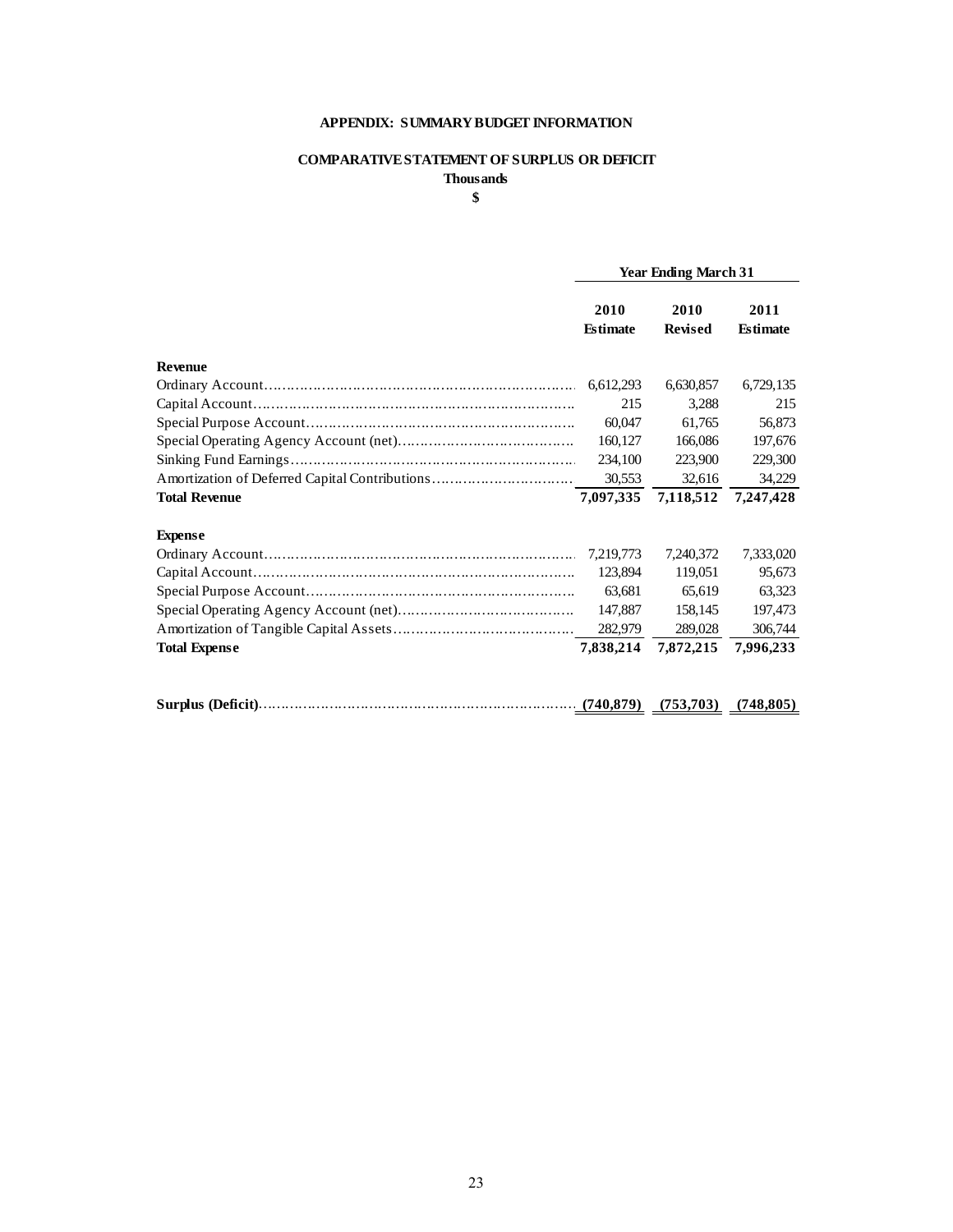# APPENDIX: SUMMARY BUDGET INFORMATION

## COMPARATIVE STATEMENT OF SURPLUS OR DEFICIT

**Thousands**

**$**

| | Year Ending March 31 | | |
|---|---|---|---|
| | **2010 Estimate** | **2010 Revised** | **2011 Estimate** |
| **Revenue** | | | |
| Ordinary Account | 6,612,293 | 6,630,857 | 6,729,135 |
| Capital Account | 215 | 3,288 | 215 |
| Special Purpose Account | 60,047 | 61,765 | 56,873 |
| Special Operating Agency Account (net) | 160,127 | 166,086 | 197,676 |
| Sinking Fund Earnings | 234,100 | 223,900 | 229,300 |
| Amortization of Deferred Capital Contributions | 30,553 | 32,616 | 34,229 |
| **Total Revenue** | **7,097,335** | **7,118,512** | **7,247,428** |
| **Expense** | | | |
| Ordinary Account | 7,219,773 | 7,240,372 | 7,333,020 |
| Capital Account | 123,894 | 119,051 | 95,673 |
| Special Purpose Account | 63,681 | 65,619 | 63,323 |
| Special Operating Agency Account (net) | 147,887 | 158,145 | 197,473 |
| Amortization of Tangible Capital Assets | 282,979 | 289,028 | 306,744 |
| **Total Expense** | **7,838,214** | **7,872,215** | **7,996,233** |
| **Surplus (Deficit)** | **(740,879)** | **(753,703)** | **(748,805)** |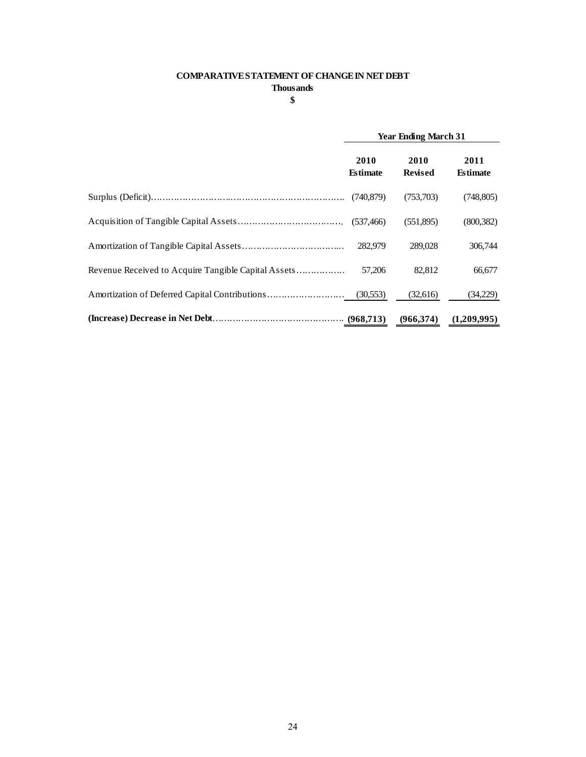**COMPARATIVE STATEMENT OF CHANGE IN NET DEBT**
**Thousands**
**$**

| | Year Ending March 31 | | |
|---|---|---|---|
| | **2010 Estimate** | **2010 Revised** | **2011 Estimate** |
| Surplus (Deficit) | (740,879) | (753,703) | (748,805) |
| Acquisition of Tangible Capital Assets | (537,466) | (551,895) | (800,382) |
| Amortization of Tangible Capital Assets | 282,979 | 289,028 | 306,744 |
| Revenue Received to Acquire Tangible Capital Assets | 57,206 | 82,812 | 66,677 |
| Amortization of Deferred Capital Contributions | (30,553) | (32,616) | (34,229) |
| **(Increase) Decrease in Net Debt** | **(968,713)** | **(966,374)** | **(1,209,995)** |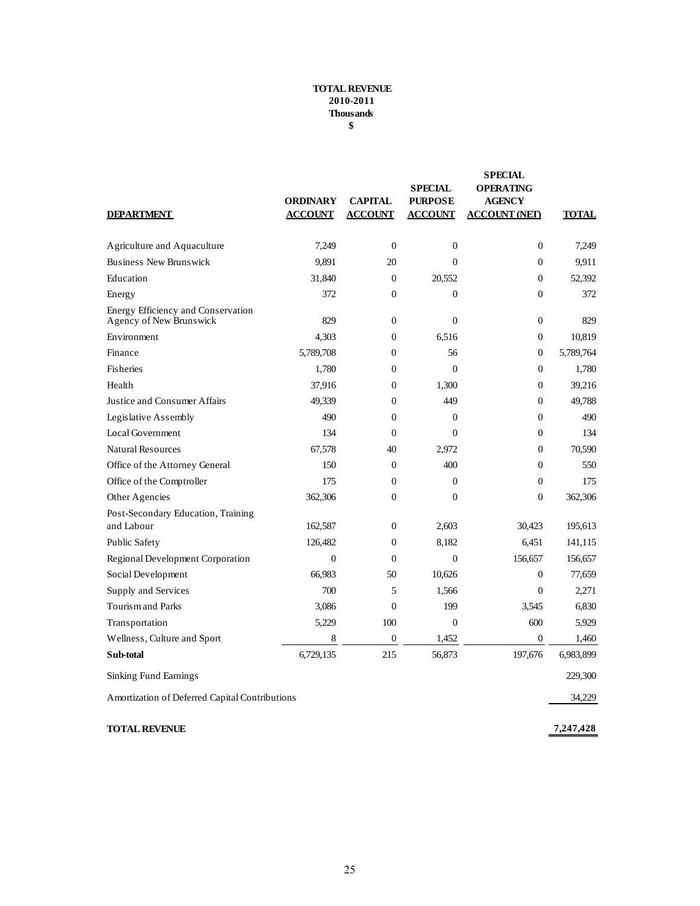**TOTAL REVENUE**
**2010-2011**
**Thousands**
**$**

| DEPARTMENT | ORDINARY ACCOUNT | CAPITAL ACCOUNT | SPECIAL PURPOSE ACCOUNT | SPECIAL OPERATING AGENCY ACCOUNT (NET) | TOTAL |
|---|---|---|---|---|---|
| Agriculture and Aquaculture | 7,249 | 0 | 0 | 0 | 7,249 |
| Business New Brunswick | 9,891 | 20 | 0 | 0 | 9,911 |
| Education | 31,840 | 0 | 20,552 | 0 | 52,392 |
| Energy | 372 | 0 | 0 | 0 | 372 |
| Energy Efficiency and Conservation Agency of New Brunswick | 829 | 0 | 0 | 0 | 829 |
| Environment | 4,303 | 0 | 6,516 | 0 | 10,819 |
| Finance | 5,789,708 | 0 | 56 | 0 | 5,789,764 |
| Fisheries | 1,780 | 0 | 0 | 0 | 1,780 |
| Health | 37,916 | 0 | 1,300 | 0 | 39,216 |
| Justice and Consumer Affairs | 49,339 | 0 | 449 | 0 | 49,788 |
| Legislative Assembly | 490 | 0 | 0 | 0 | 490 |
| Local Government | 134 | 0 | 0 | 0 | 134 |
| Natural Resources | 67,578 | 40 | 2,972 | 0 | 70,590 |
| Office of the Attorney General | 150 | 0 | 400 | 0 | 550 |
| Office of the Comptroller | 175 | 0 | 0 | 0 | 175 |
| Other Agencies | 362,306 | 0 | 0 | 0 | 362,306 |
| Post-Secondary Education, Training and Labour | 162,587 | 0 | 2,603 | 30,423 | 195,613 |
| Public Safety | 126,482 | 0 | 8,182 | 6,451 | 141,115 |
| Regional Development Corporation | 0 | 0 | 0 | 156,657 | 156,657 |
| Social Development | 66,983 | 50 | 10,626 | 0 | 77,659 |
| Supply and Services | 700 | 5 | 1,566 | 0 | 2,271 |
| Tourism and Parks | 3,086 | 0 | 199 | 3,545 | 6,830 |
| Transportation | 5,229 | 100 | 0 | 600 | 5,929 |
| Wellness, Culture and Sport | 8 | 0 | 1,452 | 0 | 1,460 |
| **Sub-total** | 6,729,135 | 215 | 56,873 | 197,676 | 6,983,899 |
| Sinking Fund Earnings | | | | | 229,300 |
| Amortization of Deferred Capital Contributions | | | | | 34,229 |
| **TOTAL REVENUE** | | | | | **7,247,428** |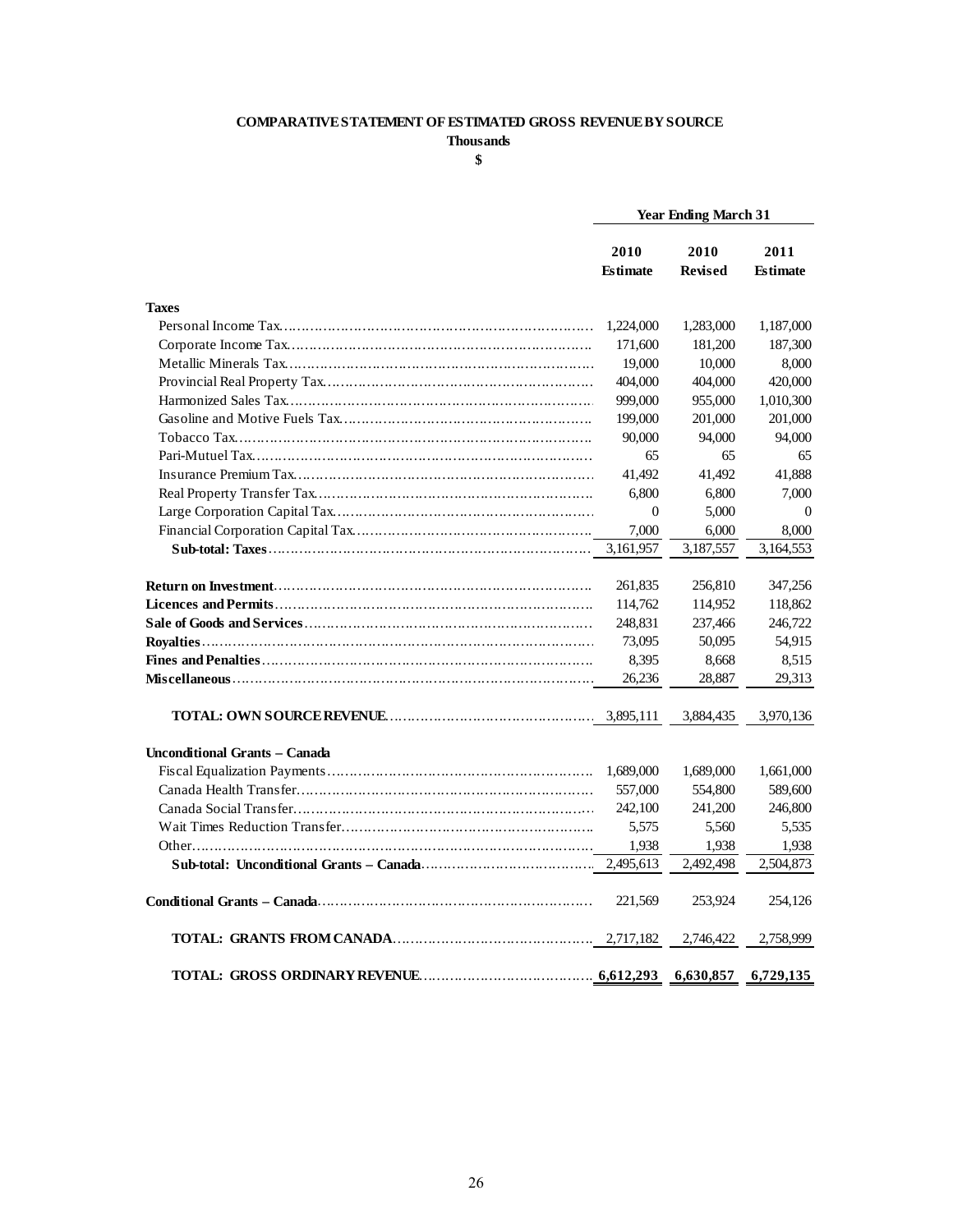**COMPARATIVE STATEMENT OF ESTIMATED GROSS REVENUE BY SOURCE**

**Thousands**

**$**

| | Year Ending March 31 | | |
|---|---|---|---|
| | **2010 Estimate** | **2010 Revised** | **2011 Estimate** |
| **Taxes** | | | |
| Personal Income Tax | 1,224,000 | 1,283,000 | 1,187,000 |
| Corporate Income Tax | 171,600 | 181,200 | 187,300 |
| Metallic Minerals Tax | 19,000 | 10,000 | 8,000 |
| Provincial Real Property Tax | 404,000 | 404,000 | 420,000 |
| Harmonized Sales Tax | 999,000 | 955,000 | 1,010,300 |
| Gasoline and Motive Fuels Tax | 199,000 | 201,000 | 201,000 |
| Tobacco Tax | 90,000 | 94,000 | 94,000 |
| Pari-Mutuel Tax | 65 | 65 | 65 |
| Insurance Premium Tax | 41,492 | 41,492 | 41,888 |
| Real Property Transfer Tax | 6,800 | 6,800 | 7,000 |
| Large Corporation Capital Tax | 0 | 5,000 | 0 |
| Financial Corporation Capital Tax | 7,000 | 6,000 | 8,000 |
| **Sub-total: Taxes** | 3,161,957 | 3,187,557 | 3,164,553 |
| **Return on Investment** | 261,835 | 256,810 | 347,256 |
| **Licences and Permits** | 114,762 | 114,952 | 118,862 |
| **Sale of Goods and Services** | 248,831 | 237,466 | 246,722 |
| **Royalties** | 73,095 | 50,095 | 54,915 |
| **Fines and Penalties** | 8,395 | 8,668 | 8,515 |
| **Miscellaneous** | 26,236 | 28,887 | 29,313 |
| **TOTAL: OWN SOURCE REVENUE** | 3,895,111 | 3,884,435 | 3,970,136 |
| **Unconditional Grants – Canada** | | | |
| Fiscal Equalization Payments | 1,689,000 | 1,689,000 | 1,661,000 |
| Canada Health Transfer | 557,000 | 554,800 | 589,600 |
| Canada Social Transfer | 242,100 | 241,200 | 246,800 |
| Wait Times Reduction Transfer | 5,575 | 5,560 | 5,535 |
| Other | 1,938 | 1,938 | 1,938 |
| **Sub-total: Unconditional Grants – Canada** | 2,495,613 | 2,492,498 | 2,504,873 |
| **Conditional Grants – Canada** | 221,569 | 253,924 | 254,126 |
| **TOTAL: GRANTS FROM CANADA** | 2,717,182 | 2,746,422 | 2,758,999 |
| **TOTAL: GROSS ORDINARY REVENUE** | **6,612,293** | **6,630,857** | **6,729,135** |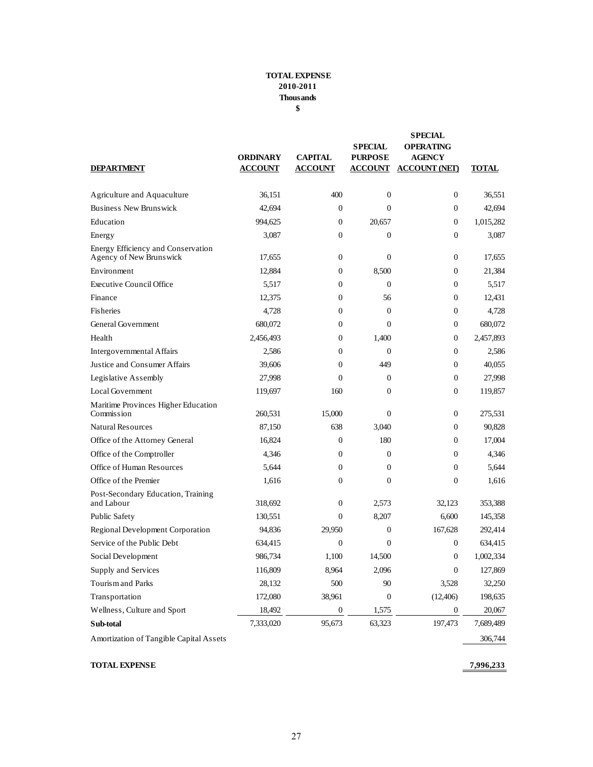**TOTAL EXPENSE**
**2010-2011**
**Thousands**
**$**

| DEPARTMENT | ORDINARY ACCOUNT | CAPITAL ACCOUNT | SPECIAL PURPOSE ACCOUNT | SPECIAL OPERATING AGENCY ACCOUNT (NET) | TOTAL |
|---|---|---|---|---|---|
| Agriculture and Aquaculture | 36,151 | 400 | 0 | 0 | 36,551 |
| Business New Brunswick | 42,694 | 0 | 0 | 0 | 42,694 |
| Education | 994,625 | 0 | 20,657 | 0 | 1,015,282 |
| Energy | 3,087 | 0 | 0 | 0 | 3,087 |
| Energy Efficiency and Conservation Agency of New Brunswick | 17,655 | 0 | 0 | 0 | 17,655 |
| Environment | 12,884 | 0 | 8,500 | 0 | 21,384 |
| Executive Council Office | 5,517 | 0 | 0 | 0 | 5,517 |
| Finance | 12,375 | 0 | 56 | 0 | 12,431 |
| Fisheries | 4,728 | 0 | 0 | 0 | 4,728 |
| General Government | 680,072 | 0 | 0 | 0 | 680,072 |
| Health | 2,456,493 | 0 | 1,400 | 0 | 2,457,893 |
| Intergovernmental Affairs | 2,586 | 0 | 0 | 0 | 2,586 |
| Justice and Consumer Affairs | 39,606 | 0 | 449 | 0 | 40,055 |
| Legislative Assembly | 27,998 | 0 | 0 | 0 | 27,998 |
| Local Government | 119,697 | 160 | 0 | 0 | 119,857 |
| Maritime Provinces Higher Education Commission | 260,531 | 15,000 | 0 | 0 | 275,531 |
| Natural Resources | 87,150 | 638 | 3,040 | 0 | 90,828 |
| Office of the Attorney General | 16,824 | 0 | 180 | 0 | 17,004 |
| Office of the Comptroller | 4,346 | 0 | 0 | 0 | 4,346 |
| Office of Human Resources | 5,644 | 0 | 0 | 0 | 5,644 |
| Office of the Premier | 1,616 | 0 | 0 | 0 | 1,616 |
| Post-Secondary Education, Training and Labour | 318,692 | 0 | 2,573 | 32,123 | 353,388 |
| Public Safety | 130,551 | 0 | 8,207 | 6,600 | 145,358 |
| Regional Development Corporation | 94,836 | 29,950 | 0 | 167,628 | 292,414 |
| Service of the Public Debt | 634,415 | 0 | 0 | 0 | 634,415 |
| Social Development | 986,734 | 1,100 | 14,500 | 0 | 1,002,334 |
| Supply and Services | 116,809 | 8,964 | 2,096 | 0 | 127,869 |
| Tourism and Parks | 28,132 | 500 | 90 | 3,528 | 32,250 |
| Transportation | 172,080 | 38,961 | 0 | (12,406) | 198,635 |
| Wellness, Culture and Sport | 18,492 | 0 | 1,575 | 0 | 20,067 |
| **Sub-total** | 7,333,020 | 95,673 | 63,323 | 197,473 | 7,689,489 |
| Amortization of Tangible Capital Assets | | | | | 306,744 |
| **TOTAL EXPENSE** | | | | | **7,996,233** |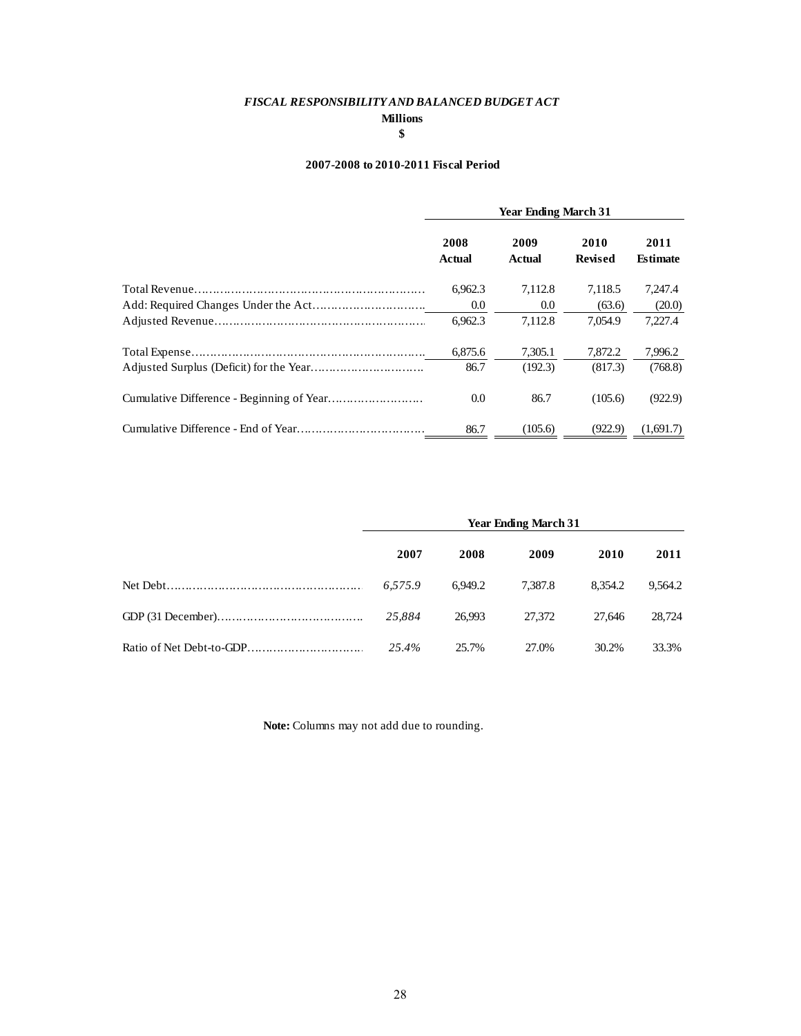***FISCAL RESPONSIBILITY AND BALANCED BUDGET ACT***

**Millions**

**$**

**2007-2008 to 2010-2011 Fiscal Period**

| | Year Ending March 31 | | | |
|---|---|---|---|---|
| | **2008 Actual** | **2009 Actual** | **2010 Revised** | **2011 Estimate** |
| Total Revenue | 6,962.3 | 7,112.8 | 7,118.5 | 7,247.4 |
| Add: Required Changes Under the Act | 0.0 | 0.0 | (63.6) | (20.0) |
| Adjusted Revenue | 6,962.3 | 7,112.8 | 7,054.9 | 7,227.4 |
| Total Expense | 6,875.6 | 7,305.1 | 7,872.2 | 7,996.2 |
| Adjusted Surplus (Deficit) for the Year | 86.7 | (192.3) | (817.3) | (768.8) |
| Cumulative Difference - Beginning of Year | 0.0 | 86.7 | (105.6) | (922.9) |
| Cumulative Difference - End of Year | 86.7 | (105.6) | (922.9) | (1,691.7) |

| | Year Ending March 31 | | | | |
|---|---|---|---|---|---|
| | **2007** | **2008** | **2009** | **2010** | **2011** |
| Net Debt | *6,575.9* | 6,949.2 | 7,387.8 | 8,354.2 | 9,564.2 |
| GDP (31 December) | *25,884* | 26,993 | 27,372 | 27,646 | 28,724 |
| Ratio of Net Debt-to-GDP | *25.4%* | 25.7% | 27.0% | 30.2% | 33.3% |

**Note:** Columns may not add due to rounding.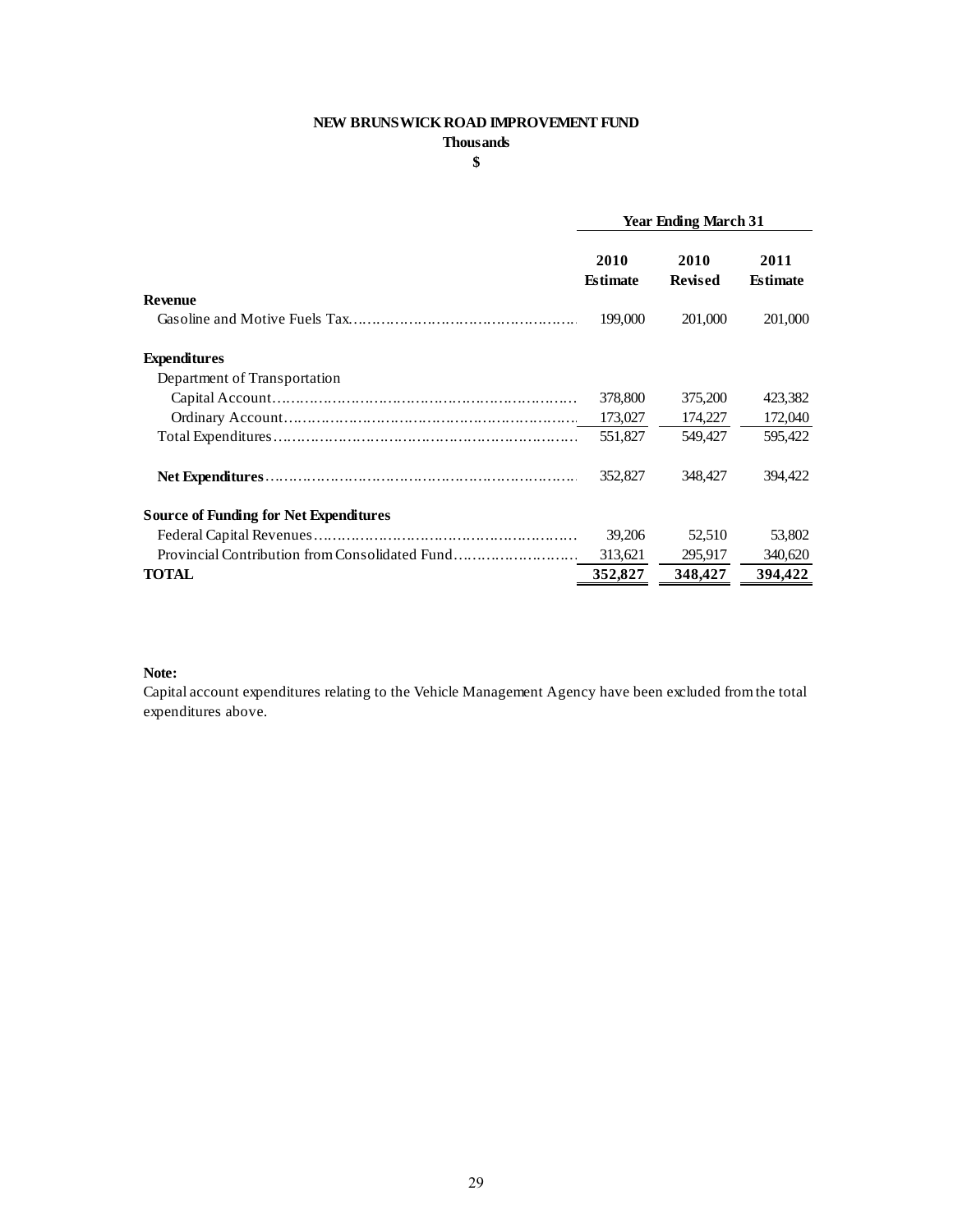# NEW BRUNSWICK ROAD IMPROVEMENT FUND

**Thousands**

**$**

| | Year Ending March 31 | | |
|---|---|---|---|
| | **2010 Estimate** | **2010 Revised** | **2011 Estimate** |
| **Revenue** | | | |
| Gasoline and Motive Fuels Tax | 199,000 | 201,000 | 201,000 |
| **Expenditures** | | | |
| Department of Transportation | | | |
| Capital Account | 378,800 | 375,200 | 423,382 |
| Ordinary Account | 173,027 | 174,227 | 172,040 |
| Total Expenditures | 551,827 | 549,427 | 595,422 |
| **Net Expenditures** | 352,827 | 348,427 | 394,422 |
| **Source of Funding for Net Expenditures** | | | |
| Federal Capital Revenues | 39,206 | 52,510 | 53,802 |
| Provincial Contribution from Consolidated Fund | 313,621 | 295,917 | 340,620 |
| **TOTAL** | **352,827** | **348,427** | **394,422** |

**Note:**

Capital account expenditures relating to the Vehicle Management Agency have been excluded from the total expenditures above.